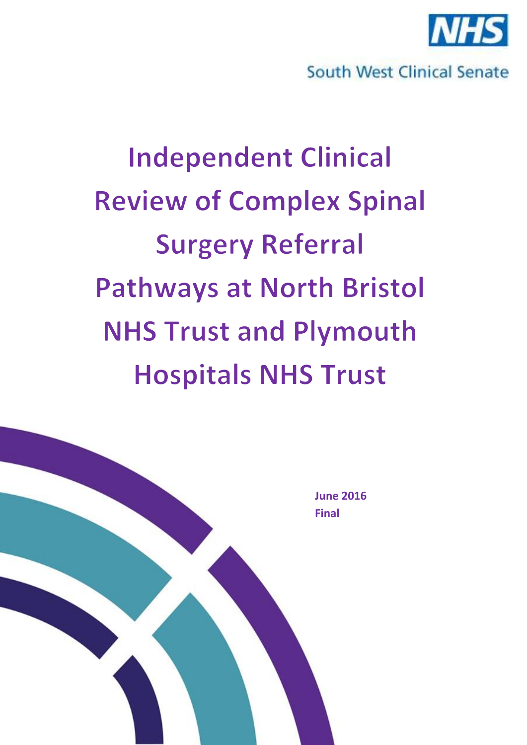NHS

South West Clinical Senate

# Independent Clinical Review of Complex Spinal Surgery Referral Pathways at North Bristol NHS Trust and Plymouth Hospitals NHS Trust

**June 2016**
**Final**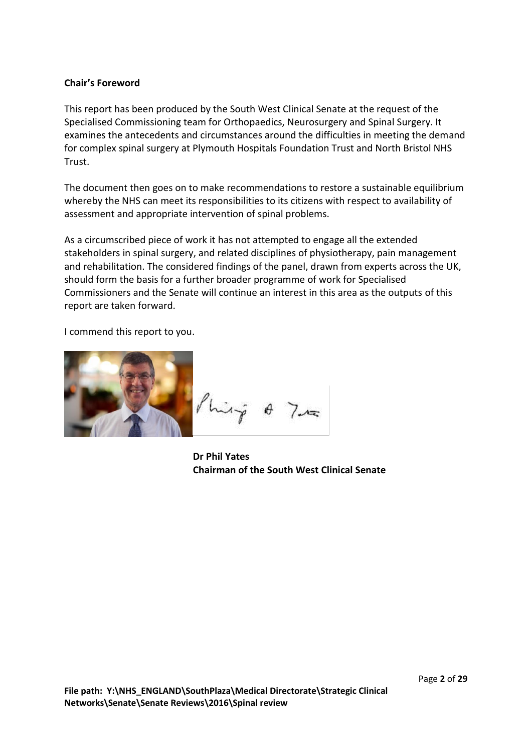**Chair's Foreword**

This report has been produced by the South West Clinical Senate at the request of the Specialised Commissioning team for Orthopaedics, Neurosurgery and Spinal Surgery. It examines the antecedents and circumstances around the difficulties in meeting the demand for complex spinal surgery at Plymouth Hospitals Foundation Trust and North Bristol NHS Trust.

The document then goes on to make recommendations to restore a sustainable equilibrium whereby the NHS can meet its responsibilities to its citizens with respect to availability of assessment and appropriate intervention of spinal problems.

As a circumscribed piece of work it has not attempted to engage all the extended stakeholders in spinal surgery, and related disciplines of physiotherapy, pain management and rehabilitation. The considered findings of the panel, drawn from experts across the UK, should form the basis for a further broader programme of work for Specialised Commissioners and the Senate will continue an interest in this area as the outputs of this report are taken forward.

I commend this report to you.

**Dr Phil Yates**
**Chairman of the South West Clinical Senate**

**File path: Y:\NHS_ENGLAND\SouthPlaza\Medical Directorate\Strategic Clinical Networks\Senate\Senate Reviews\2016\Spinal review**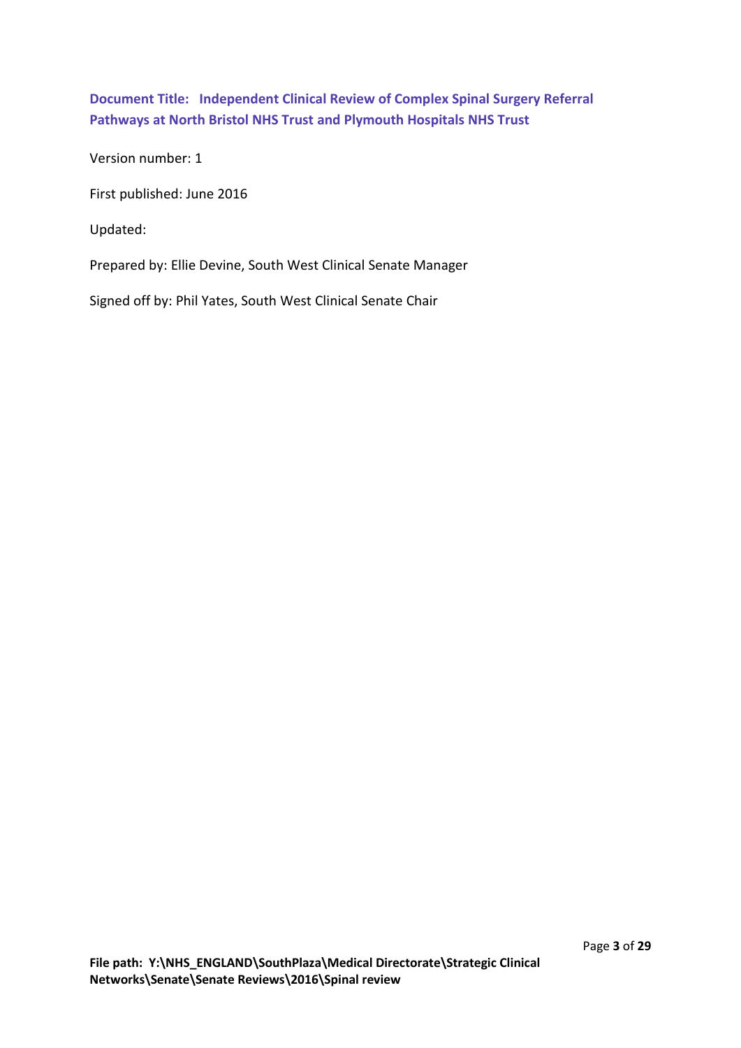**Document Title: Independent Clinical Review of Complex Spinal Surgery Referral Pathways at North Bristol NHS Trust and Plymouth Hospitals NHS Trust**

Version number: 1

First published: June 2016

Updated:

Prepared by: Ellie Devine, South West Clinical Senate Manager

Signed off by: Phil Yates, South West Clinical Senate Chair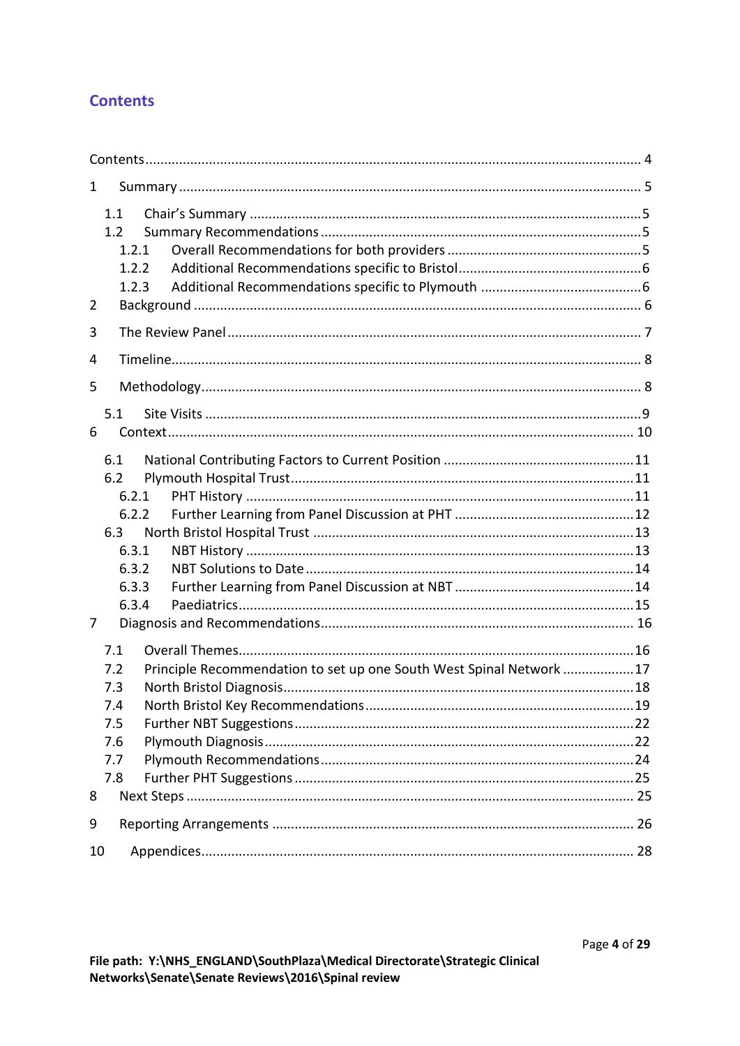# Contents

Contents ........................................................................................................................ 4

1 Summary ........................................................................................................................ 5

  1.1 Chair's Summary ........................................................................................................5
  1.2 Summary Recommendations .....................................................................................5
    1.2.1 Overall Recommendations for both providers ....................................................5
    1.2.2 Additional Recommendations specific to Bristol.................................................6
    1.2.3 Additional Recommendations specific to Plymouth ...........................................6

2 Background ...................................................................................................................... 6

3 The Review Panel ............................................................................................................. 7

4 Timeline............................................................................................................................ 8

5 Methodology..................................................................................................................... 8

  5.1 Site Visits ....................................................................................................................9

6 Context............................................................................................................................ 10

  6.1 National Contributing Factors to Current Position ...................................................11
  6.2 Plymouth Hospital Trust...........................................................................................11
    6.2.1 PHT History .......................................................................................................11
    6.2.2 Further Learning from Panel Discussion at PHT ................................................12
  6.3 North Bristol Hospital Trust .....................................................................................13
    6.3.1 NBT History ........................................................................................................13
    6.3.2 NBT Solutions to Date ........................................................................................14
    6.3.3 Further Learning from Panel Discussion at NBT ................................................14
    6.3.4 Paediatrics..........................................................................................................15

7 Diagnosis and Recommendations................................................................................... 16

  7.1 Overall Themes.........................................................................................................16
  7.2 Principle Recommendation to set up one South West Spinal Network ...................17
  7.3 North Bristol Diagnosis.............................................................................................18
  7.4 North Bristol Key Recommendations........................................................................19
  7.5 Further NBT Suggestions..........................................................................................22
  7.6 Plymouth Diagnosis..................................................................................................22
  7.7 Plymouth Recommendations...................................................................................24
  7.8 Further PHT Suggestions ..........................................................................................25

8 Next Steps ...................................................................................................................... 25

9 Reporting Arrangements ................................................................................................ 26

10 Appendices.................................................................................................................... 28

**File path: Y:\NHS_ENGLAND\SouthPlaza\Medical Directorate\Strategic Clinical Networks\Senate\Senate Reviews\2016\Spinal review**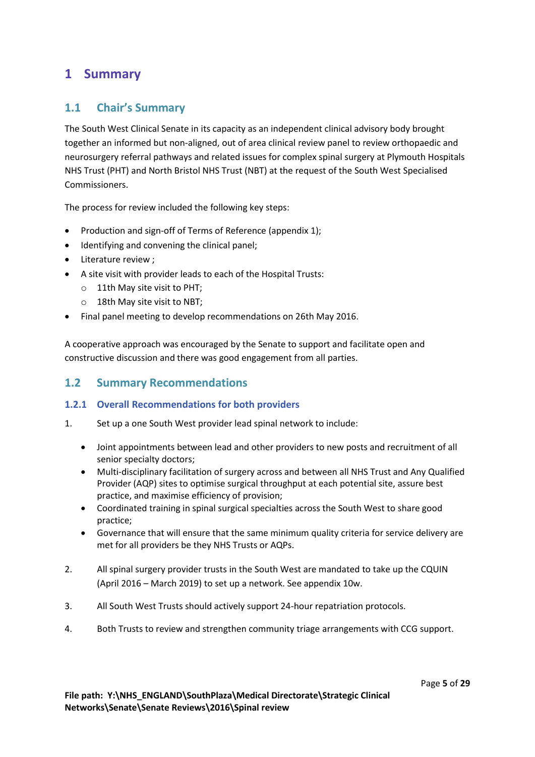# 1 Summary

## 1.1 Chair's Summary

The South West Clinical Senate in its capacity as an independent clinical advisory body brought together an informed but non-aligned, out of area clinical review panel to review orthopaedic and neurosurgery referral pathways and related issues for complex spinal surgery at Plymouth Hospitals NHS Trust (PHT) and North Bristol NHS Trust (NBT) at the request of the South West Specialised Commissioners.

The process for review included the following key steps:

- Production and sign-off of Terms of Reference (appendix 1);
- Identifying and convening the clinical panel;
- Literature review ;
- A site visit with provider leads to each of the Hospital Trusts:
  - 11th May site visit to PHT;
  - 18th May site visit to NBT;
- Final panel meeting to develop recommendations on 26th May 2016.

A cooperative approach was encouraged by the Senate to support and facilitate open and constructive discussion and there was good engagement from all parties.

## 1.2 Summary Recommendations

### 1.2.1 Overall Recommendations for both providers

1. Set up a one South West provider lead spinal network to include:
   - Joint appointments between lead and other providers to new posts and recruitment of all senior specialty doctors;
   - Multi-disciplinary facilitation of surgery across and between all NHS Trust and Any Qualified Provider (AQP) sites to optimise surgical throughput at each potential site, assure best practice, and maximise efficiency of provision;
   - Coordinated training in spinal surgical specialties across the South West to share good practice;
   - Governance that will ensure that the same minimum quality criteria for service delivery are met for all providers be they NHS Trusts or AQPs.
2. All spinal surgery provider trusts in the South West are mandated to take up the CQUIN (April 2016 – March 2019) to set up a network. See appendix 10w.
3. All South West Trusts should actively support 24-hour repatriation protocols.
4. Both Trusts to review and strengthen community triage arrangements with CCG support.

**File path: Y:\NHS_ENGLAND\SouthPlaza\Medical Directorate\Strategic Clinical Networks\Senate\Senate Reviews\2016\Spinal review**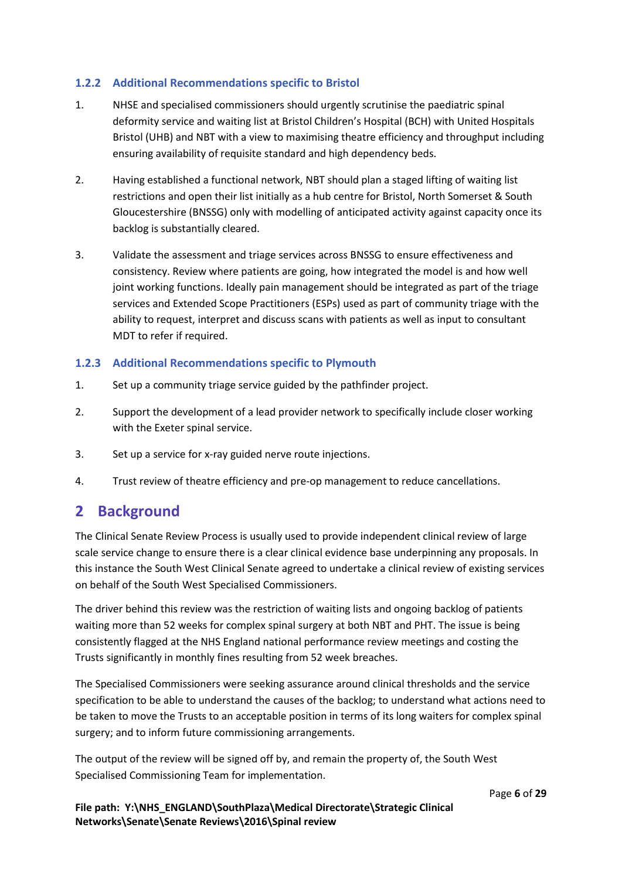### 1.2.2 Additional Recommendations specific to Bristol

1. NHSE and specialised commissioners should urgently scrutinise the paediatric spinal deformity service and waiting list at Bristol Children's Hospital (BCH) with United Hospitals Bristol (UHB) and NBT with a view to maximising theatre efficiency and throughput including ensuring availability of requisite standard and high dependency beds.

2. Having established a functional network, NBT should plan a staged lifting of waiting list restrictions and open their list initially as a hub centre for Bristol, North Somerset & South Gloucestershire (BNSSG) only with modelling of anticipated activity against capacity once its backlog is substantially cleared.

3. Validate the assessment and triage services across BNSSG to ensure effectiveness and consistency. Review where patients are going, how integrated the model is and how well joint working functions. Ideally pain management should be integrated as part of the triage services and Extended Scope Practitioners (ESPs) used as part of community triage with the ability to request, interpret and discuss scans with patients as well as input to consultant MDT to refer if required.

### 1.2.3 Additional Recommendations specific to Plymouth

1. Set up a community triage service guided by the pathfinder project.

2. Support the development of a lead provider network to specifically include closer working with the Exeter spinal service.

3. Set up a service for x-ray guided nerve route injections.

4. Trust review of theatre efficiency and pre-op management to reduce cancellations.

# 2 Background

The Clinical Senate Review Process is usually used to provide independent clinical review of large scale service change to ensure there is a clear clinical evidence base underpinning any proposals. In this instance the South West Clinical Senate agreed to undertake a clinical review of existing services on behalf of the South West Specialised Commissioners.

The driver behind this review was the restriction of waiting lists and ongoing backlog of patients waiting more than 52 weeks for complex spinal surgery at both NBT and PHT. The issue is being consistently flagged at the NHS England national performance review meetings and costing the Trusts significantly in monthly fines resulting from 52 week breaches.

The Specialised Commissioners were seeking assurance around clinical thresholds and the service specification to be able to understand the causes of the backlog; to understand what actions need to be taken to move the Trusts to an acceptable position in terms of its long waiters for complex spinal surgery; and to inform future commissioning arrangements.

The output of the review will be signed off by, and remain the property of, the South West Specialised Commissioning Team for implementation.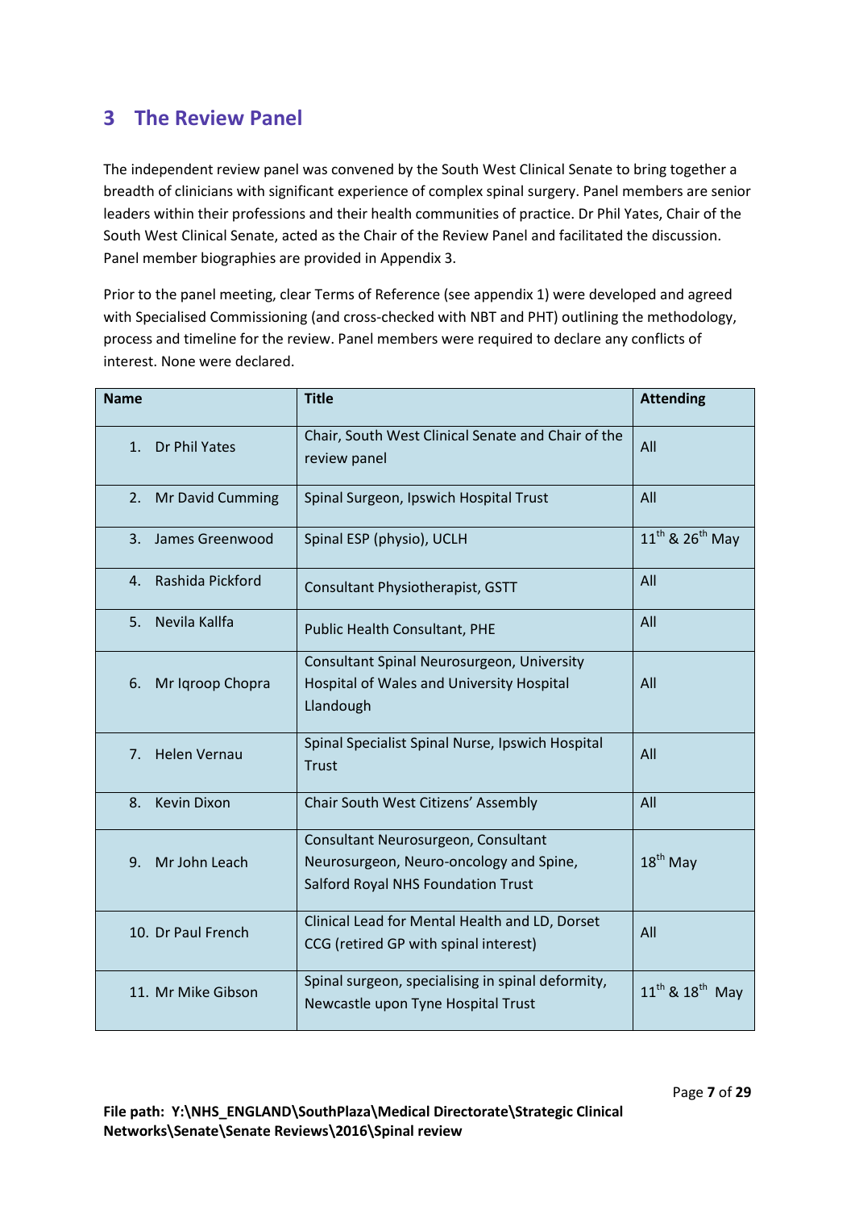## 3 The Review Panel

The independent review panel was convened by the South West Clinical Senate to bring together a breadth of clinicians with significant experience of complex spinal surgery. Panel members are senior leaders within their professions and their health communities of practice. Dr Phil Yates, Chair of the South West Clinical Senate, acted as the Chair of the Review Panel and facilitated the discussion. Panel member biographies are provided in Appendix 3.

Prior to the panel meeting, clear Terms of Reference (see appendix 1) were developed and agreed with Specialised Commissioning (and cross-checked with NBT and PHT) outlining the methodology, process and timeline for the review. Panel members were required to declare any conflicts of interest. None were declared.

| Name | Title | Attending |
|---|---|---|
| 1. Dr Phil Yates | Chair, South West Clinical Senate and Chair of the review panel | All |
| 2. Mr David Cumming | Spinal Surgeon, Ipswich Hospital Trust | All |
| 3. James Greenwood | Spinal ESP (physio), UCLH | 11th & 26th May |
| 4. Rashida Pickford | Consultant Physiotherapist, GSTT | All |
| 5. Nevila Kallfa | Public Health Consultant, PHE | All |
| 6. Mr Iqroop Chopra | Consultant Spinal Neurosurgeon, University Hospital of Wales and University Hospital Llandough | All |
| 7. Helen Vernau | Spinal Specialist Spinal Nurse, Ipswich Hospital Trust | All |
| 8. Kevin Dixon | Chair South West Citizens' Assembly | All |
| 9. Mr John Leach | Consultant Neurosurgeon, Consultant Neurosurgeon, Neuro-oncology and Spine, Salford Royal NHS Foundation Trust | 18th May |
| 10. Dr Paul French | Clinical Lead for Mental Health and LD, Dorset CCG (retired GP with spinal interest) | All |
| 11. Mr Mike Gibson | Spinal surgeon, specialising in spinal deformity, Newcastle upon Tyne Hospital Trust | 11th & 18th May |

**File path: Y:\NHS_ENGLAND\SouthPlaza\Medical Directorate\Strategic Clinical Networks\Senate\Senate Reviews\2016\Spinal review**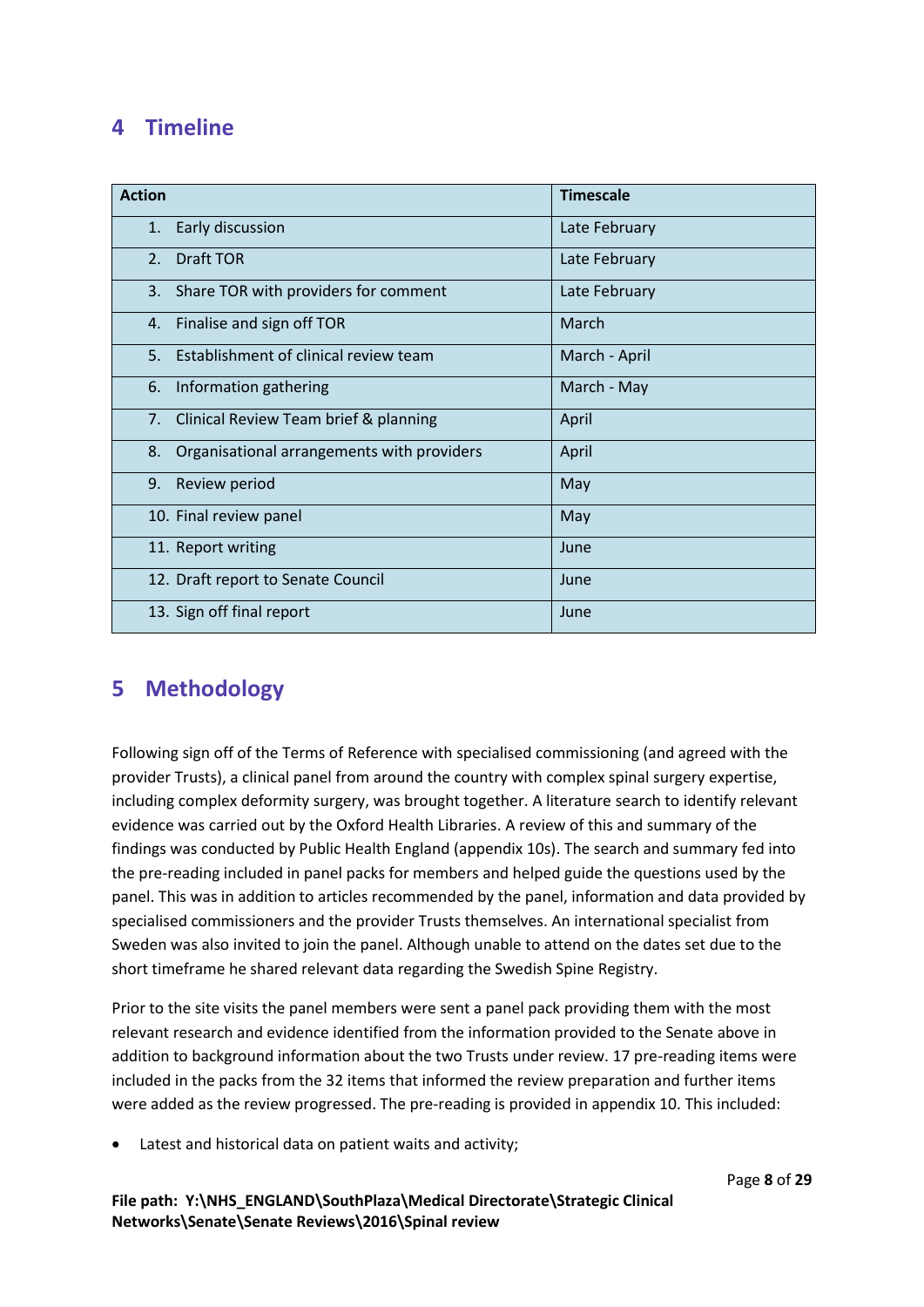## 4 Timeline

| Action | Timescale |
|---|---|
| 1. Early discussion | Late February |
| 2. Draft TOR | Late February |
| 3. Share TOR with providers for comment | Late February |
| 4. Finalise and sign off TOR | March |
| 5. Establishment of clinical review team | March - April |
| 6. Information gathering | March - May |
| 7. Clinical Review Team brief & planning | April |
| 8. Organisational arrangements with providers | April |
| 9. Review period | May |
| 10. Final review panel | May |
| 11. Report writing | June |
| 12. Draft report to Senate Council | June |
| 13. Sign off final report | June |

## 5 Methodology

Following sign off of the Terms of Reference with specialised commissioning (and agreed with the provider Trusts), a clinical panel from around the country with complex spinal surgery expertise, including complex deformity surgery, was brought together. A literature search to identify relevant evidence was carried out by the Oxford Health Libraries. A review of this and summary of the findings was conducted by Public Health England (appendix 10s). The search and summary fed into the pre-reading included in panel packs for members and helped guide the questions used by the panel. This was in addition to articles recommended by the panel, information and data provided by specialised commissioners and the provider Trusts themselves. An international specialist from Sweden was also invited to join the panel. Although unable to attend on the dates set due to the short timeframe he shared relevant data regarding the Swedish Spine Registry.

Prior to the site visits the panel members were sent a panel pack providing them with the most relevant research and evidence identified from the information provided to the Senate above in addition to background information about the two Trusts under review. 17 pre-reading items were included in the packs from the 32 items that informed the review preparation and further items were added as the review progressed. The pre-reading is provided in appendix 10. This included:

- Latest and historical data on patient waits and activity;

**File path: Y:\NHS_ENGLAND\SouthPlaza\Medical Directorate\Strategic Clinical Networks\Senate\Senate Reviews\2016\Spinal review**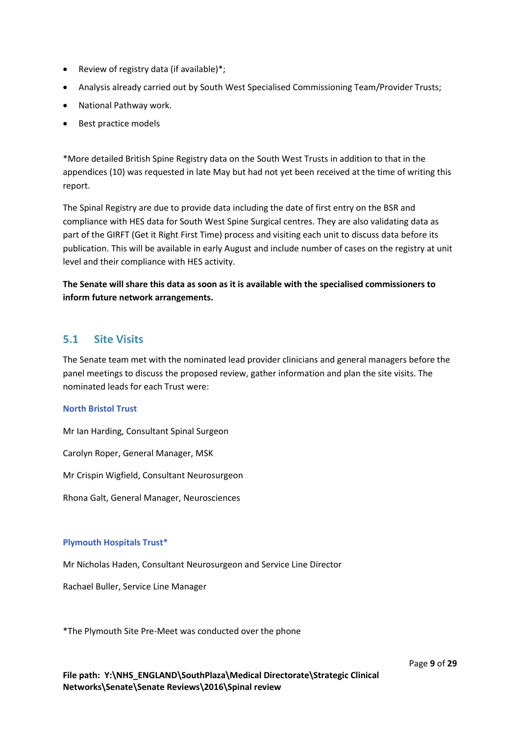- Review of registry data (if available)*;
- Analysis already carried out by South West Specialised Commissioning Team/Provider Trusts;
- National Pathway work.
- Best practice models

*More detailed British Spine Registry data on the South West Trusts in addition to that in the appendices (10) was requested in late May but had not yet been received at the time of writing this report.

The Spinal Registry are due to provide data including the date of first entry on the BSR and compliance with HES data for South West Spine Surgical centres. They are also validating data as part of the GIRFT (Get it Right First Time) process and visiting each unit to discuss data before its publication. This will be available in early August and include number of cases on the registry at unit level and their compliance with HES activity.

**The Senate will share this data as soon as it is available with the specialised commissioners to inform future network arrangements.**

## 5.1 Site Visits

The Senate team met with the nominated lead provider clinicians and general managers before the panel meetings to discuss the proposed review, gather information and plan the site visits. The nominated leads for each Trust were:

#### North Bristol Trust

Mr Ian Harding, Consultant Spinal Surgeon

Carolyn Roper, General Manager, MSK

Mr Crispin Wigfield, Consultant Neurosurgeon

Rhona Galt, General Manager, Neurosciences

#### Plymouth Hospitals Trust*

Mr Nicholas Haden, Consultant Neurosurgeon and Service Line Director

Rachael Buller, Service Line Manager

*The Plymouth Site Pre-Meet was conducted over the phone

**File path: Y:\NHS_ENGLAND\SouthPlaza\Medical Directorate\Strategic Clinical Networks\Senate\Senate Reviews\2016\Spinal review**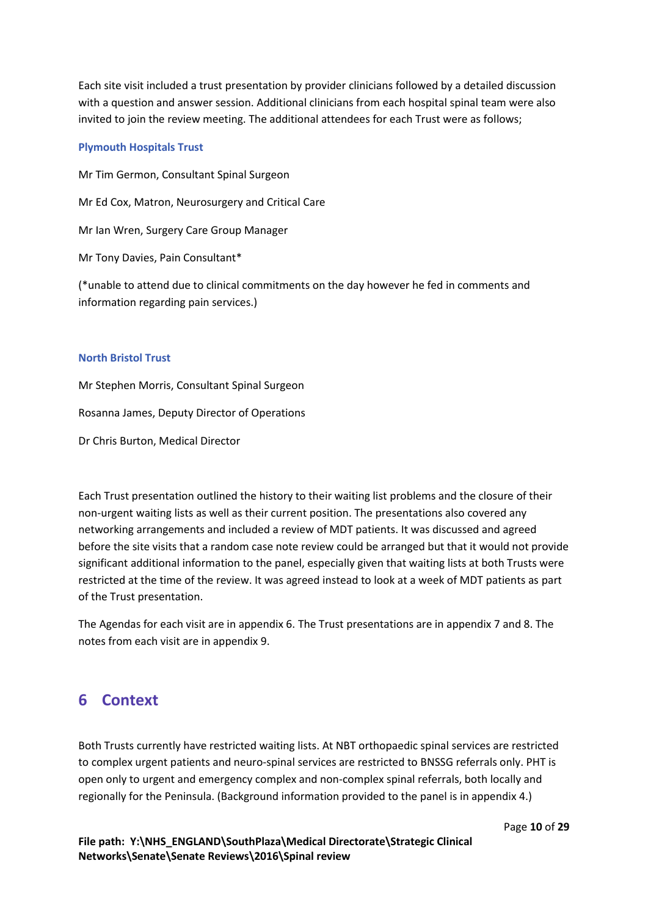Each site visit included a trust presentation by provider clinicians followed by a detailed discussion with a question and answer session. Additional clinicians from each hospital spinal team were also invited to join the review meeting. The additional attendees for each Trust were as follows;

**Plymouth Hospitals Trust**

Mr Tim Germon, Consultant Spinal Surgeon

Mr Ed Cox, Matron, Neurosurgery and Critical Care

Mr Ian Wren, Surgery Care Group Manager

Mr Tony Davies, Pain Consultant*

(*unable to attend due to clinical commitments on the day however he fed in comments and information regarding pain services.)

**North Bristol Trust**

Mr Stephen Morris, Consultant Spinal Surgeon

Rosanna James, Deputy Director of Operations

Dr Chris Burton, Medical Director

Each Trust presentation outlined the history to their waiting list problems and the closure of their non-urgent waiting lists as well as their current position. The presentations also covered any networking arrangements and included a review of MDT patients. It was discussed and agreed before the site visits that a random case note review could be arranged but that it would not provide significant additional information to the panel, especially given that waiting lists at both Trusts were restricted at the time of the review. It was agreed instead to look at a week of MDT patients as part of the Trust presentation.

The Agendas for each visit are in appendix 6. The Trust presentations are in appendix 7 and 8. The notes from each visit are in appendix 9.

## 6 Context

Both Trusts currently have restricted waiting lists. At NBT orthopaedic spinal services are restricted to complex urgent patients and neuro-spinal services are restricted to BNSSG referrals only. PHT is open only to urgent and emergency complex and non-complex spinal referrals, both locally and regionally for the Peninsula. (Background information provided to the panel is in appendix 4.)

**File path: Y:\NHS_ENGLAND\SouthPlaza\Medical Directorate\Strategic Clinical Networks\Senate\Senate Reviews\2016\Spinal review**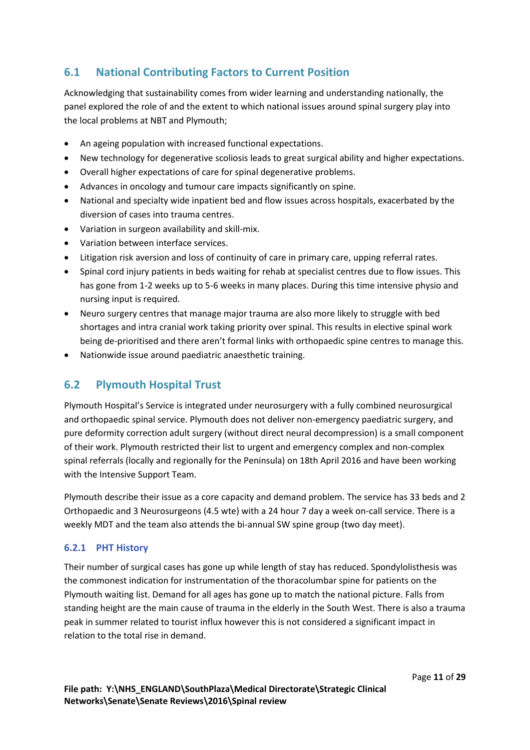## 6.1 National Contributing Factors to Current Position

Acknowledging that sustainability comes from wider learning and understanding nationally, the panel explored the role of and the extent to which national issues around spinal surgery play into the local problems at NBT and Plymouth;

- An ageing population with increased functional expectations.
- New technology for degenerative scoliosis leads to great surgical ability and higher expectations.
- Overall higher expectations of care for spinal degenerative problems.
- Advances in oncology and tumour care impacts significantly on spine.
- National and specialty wide inpatient bed and flow issues across hospitals, exacerbated by the diversion of cases into trauma centres.
- Variation in surgeon availability and skill-mix.
- Variation between interface services.
- Litigation risk aversion and loss of continuity of care in primary care, upping referral rates.
- Spinal cord injury patients in beds waiting for rehab at specialist centres due to flow issues. This has gone from 1-2 weeks up to 5-6 weeks in many places. During this time intensive physio and nursing input is required.
- Neuro surgery centres that manage major trauma are also more likely to struggle with bed shortages and intra cranial work taking priority over spinal. This results in elective spinal work being de-prioritised and there aren't formal links with orthopaedic spine centres to manage this.
- Nationwide issue around paediatric anaesthetic training.

## 6.2 Plymouth Hospital Trust

Plymouth Hospital's Service is integrated under neurosurgery with a fully combined neurosurgical and orthopaedic spinal service. Plymouth does not deliver non-emergency paediatric surgery, and pure deformity correction adult surgery (without direct neural decompression) is a small component of their work. Plymouth restricted their list to urgent and emergency complex and non-complex spinal referrals (locally and regionally for the Peninsula) on 18th April 2016 and have been working with the Intensive Support Team.

Plymouth describe their issue as a core capacity and demand problem. The service has 33 beds and 2 Orthopaedic and 3 Neurosurgeons (4.5 wte) with a 24 hour 7 day a week on-call service. There is a weekly MDT and the team also attends the bi-annual SW spine group (two day meet).

### 6.2.1 PHT History

Their number of surgical cases has gone up while length of stay has reduced. Spondylolisthesis was the commonest indication for instrumentation of the thoracolumbar spine for patients on the Plymouth waiting list. Demand for all ages has gone up to match the national picture. Falls from standing height are the main cause of trauma in the elderly in the South West. There is also a trauma peak in summer related to tourist influx however this is not considered a significant impact in relation to the total rise in demand.

**File path: Y:\NHS_ENGLAND\SouthPlaza\Medical Directorate\Strategic Clinical Networks\Senate\Senate Reviews\2016\Spinal review**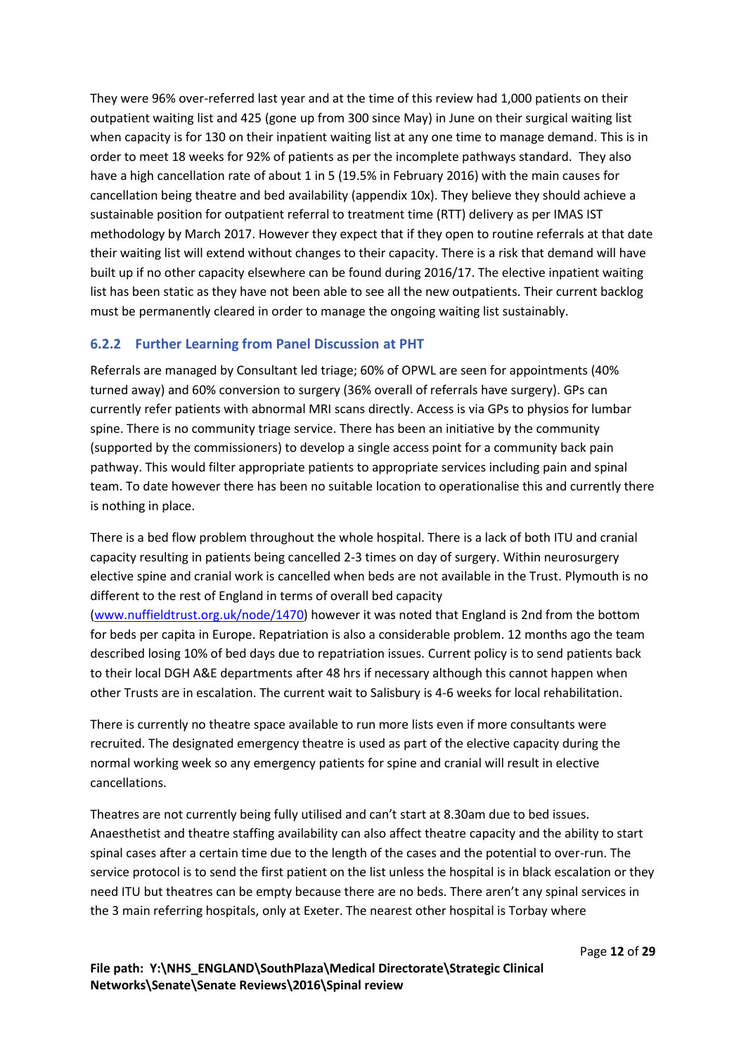They were 96% over-referred last year and at the time of this review had 1,000 patients on their outpatient waiting list and 425 (gone up from 300 since May) in June on their surgical waiting list when capacity is for 130 on their inpatient waiting list at any one time to manage demand. This is in order to meet 18 weeks for 92% of patients as per the incomplete pathways standard. They also have a high cancellation rate of about 1 in 5 (19.5% in February 2016) with the main causes for cancellation being theatre and bed availability (appendix 10x). They believe they should achieve a sustainable position for outpatient referral to treatment time (RTT) delivery as per IMAS IST methodology by March 2017. However they expect that if they open to routine referrals at that date their waiting list will extend without changes to their capacity. There is a risk that demand will have built up if no other capacity elsewhere can be found during 2016/17. The elective inpatient waiting list has been static as they have not been able to see all the new outpatients. Their current backlog must be permanently cleared in order to manage the ongoing waiting list sustainably.

### 6.2.2 Further Learning from Panel Discussion at PHT

Referrals are managed by Consultant led triage; 60% of OPWL are seen for appointments (40% turned away) and 60% conversion to surgery (36% overall of referrals have surgery). GPs can currently refer patients with abnormal MRI scans directly. Access is via GPs to physios for lumbar spine. There is no community triage service. There has been an initiative by the community (supported by the commissioners) to develop a single access point for a community back pain pathway. This would filter appropriate patients to appropriate services including pain and spinal team. To date however there has been no suitable location to operationalise this and currently there is nothing in place.

There is a bed flow problem throughout the whole hospital. There is a lack of both ITU and cranial capacity resulting in patients being cancelled 2-3 times on day of surgery. Within neurosurgery elective spine and cranial work is cancelled when beds are not available in the Trust. Plymouth is no different to the rest of England in terms of overall bed capacity ([www.nuffieldtrust.org.uk/node/1470](www.nuffieldtrust.org.uk/node/1470)) however it was noted that England is 2nd from the bottom for beds per capita in Europe. Repatriation is also a considerable problem. 12 months ago the team described losing 10% of bed days due to repatriation issues. Current policy is to send patients back to their local DGH A&E departments after 48 hrs if necessary although this cannot happen when other Trusts are in escalation. The current wait to Salisbury is 4-6 weeks for local rehabilitation.

There is currently no theatre space available to run more lists even if more consultants were recruited. The designated emergency theatre is used as part of the elective capacity during the normal working week so any emergency patients for spine and cranial will result in elective cancellations.

Theatres are not currently being fully utilised and can't start at 8.30am due to bed issues. Anaesthetist and theatre staffing availability can also affect theatre capacity and the ability to start spinal cases after a certain time due to the length of the cases and the potential to over-run. The service protocol is to send the first patient on the list unless the hospital is in black escalation or they need ITU but theatres can be empty because there are no beds. There aren't any spinal services in the 3 main referring hospitals, only at Exeter. The nearest other hospital is Torbay where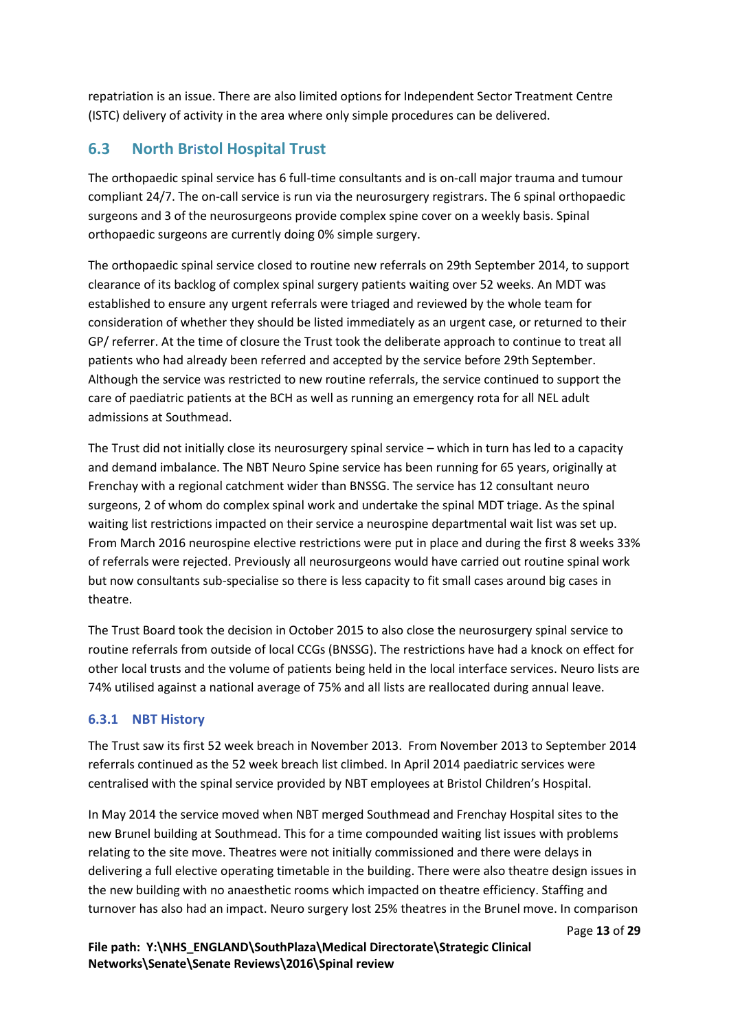repatriation is an issue. There are also limited options for Independent Sector Treatment Centre (ISTC) delivery of activity in the area where only simple procedures can be delivered.

## 6.3 North Bristol Hospital Trust

The orthopaedic spinal service has 6 full-time consultants and is on-call major trauma and tumour compliant 24/7. The on-call service is run via the neurosurgery registrars. The 6 spinal orthopaedic surgeons and 3 of the neurosurgeons provide complex spine cover on a weekly basis. Spinal orthopaedic surgeons are currently doing 0% simple surgery.

The orthopaedic spinal service closed to routine new referrals on 29th September 2014, to support clearance of its backlog of complex spinal surgery patients waiting over 52 weeks. An MDT was established to ensure any urgent referrals were triaged and reviewed by the whole team for consideration of whether they should be listed immediately as an urgent case, or returned to their GP/ referrer. At the time of closure the Trust took the deliberate approach to continue to treat all patients who had already been referred and accepted by the service before 29th September. Although the service was restricted to new routine referrals, the service continued to support the care of paediatric patients at the BCH as well as running an emergency rota for all NEL adult admissions at Southmead.

The Trust did not initially close its neurosurgery spinal service – which in turn has led to a capacity and demand imbalance. The NBT Neuro Spine service has been running for 65 years, originally at Frenchay with a regional catchment wider than BNSSG. The service has 12 consultant neuro surgeons, 2 of whom do complex spinal work and undertake the spinal MDT triage. As the spinal waiting list restrictions impacted on their service a neurospine departmental wait list was set up. From March 2016 neurospine elective restrictions were put in place and during the first 8 weeks 33% of referrals were rejected. Previously all neurosurgeons would have carried out routine spinal work but now consultants sub-specialise so there is less capacity to fit small cases around big cases in theatre.

The Trust Board took the decision in October 2015 to also close the neurosurgery spinal service to routine referrals from outside of local CCGs (BNSSG). The restrictions have had a knock on effect for other local trusts and the volume of patients being held in the local interface services. Neuro lists are 74% utilised against a national average of 75% and all lists are reallocated during annual leave.

### 6.3.1 NBT History

The Trust saw its first 52 week breach in November 2013. From November 2013 to September 2014 referrals continued as the 52 week breach list climbed. In April 2014 paediatric services were centralised with the spinal service provided by NBT employees at Bristol Children's Hospital.

In May 2014 the service moved when NBT merged Southmead and Frenchay Hospital sites to the new Brunel building at Southmead. This for a time compounded waiting list issues with problems relating to the site move. Theatres were not initially commissioned and there were delays in delivering a full elective operating timetable in the building. There were also theatre design issues in the new building with no anaesthetic rooms which impacted on theatre efficiency. Staffing and turnover has also had an impact. Neuro surgery lost 25% theatres in the Brunel move. In comparison

**File path: Y:\NHS_ENGLAND\SouthPlaza\Medical Directorate\Strategic Clinical Networks\Senate\Senate Reviews\2016\Spinal review**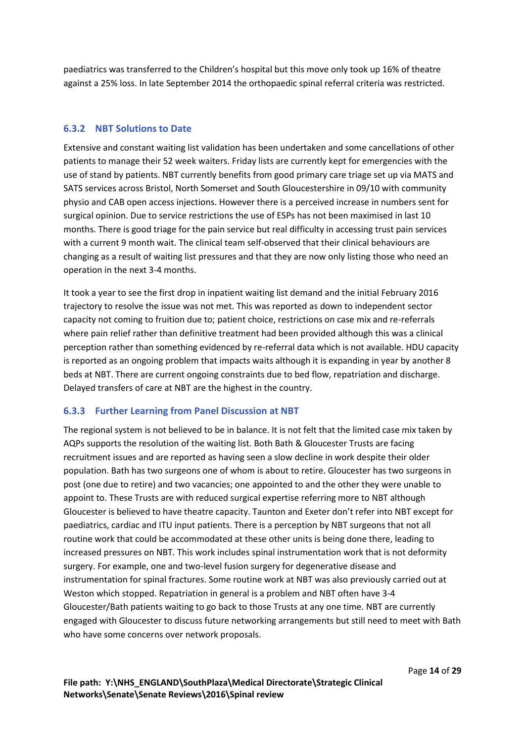paediatrics was transferred to the Children's hospital but this move only took up 16% of theatre against a 25% loss. In late September 2014 the orthopaedic spinal referral criteria was restricted.

### 6.3.2 NBT Solutions to Date

Extensive and constant waiting list validation has been undertaken and some cancellations of other patients to manage their 52 week waiters. Friday lists are currently kept for emergencies with the use of stand by patients. NBT currently benefits from good primary care triage set up via MATS and SATS services across Bristol, North Somerset and South Gloucestershire in 09/10 with community physio and CAB open access injections. However there is a perceived increase in numbers sent for surgical opinion. Due to service restrictions the use of ESPs has not been maximised in last 10 months. There is good triage for the pain service but real difficulty in accessing trust pain services with a current 9 month wait. The clinical team self-observed that their clinical behaviours are changing as a result of waiting list pressures and that they are now only listing those who need an operation in the next 3-4 months.

It took a year to see the first drop in inpatient waiting list demand and the initial February 2016 trajectory to resolve the issue was not met. This was reported as down to independent sector capacity not coming to fruition due to; patient choice, restrictions on case mix and re-referrals where pain relief rather than definitive treatment had been provided although this was a clinical perception rather than something evidenced by re-referral data which is not available. HDU capacity is reported as an ongoing problem that impacts waits although it is expanding in year by another 8 beds at NBT. There are current ongoing constraints due to bed flow, repatriation and discharge. Delayed transfers of care at NBT are the highest in the country.

### 6.3.3 Further Learning from Panel Discussion at NBT

The regional system is not believed to be in balance. It is not felt that the limited case mix taken by AQPs supports the resolution of the waiting list. Both Bath & Gloucester Trusts are facing recruitment issues and are reported as having seen a slow decline in work despite their older population. Bath has two surgeons one of whom is about to retire. Gloucester has two surgeons in post (one due to retire) and two vacancies; one appointed to and the other they were unable to appoint to. These Trusts are with reduced surgical expertise referring more to NBT although Gloucester is believed to have theatre capacity. Taunton and Exeter don't refer into NBT except for paediatrics, cardiac and ITU input patients. There is a perception by NBT surgeons that not all routine work that could be accommodated at these other units is being done there, leading to increased pressures on NBT. This work includes spinal instrumentation work that is not deformity surgery. For example, one and two-level fusion surgery for degenerative disease and instrumentation for spinal fractures. Some routine work at NBT was also previously carried out at Weston which stopped. Repatriation in general is a problem and NBT often have 3-4 Gloucester/Bath patients waiting to go back to those Trusts at any one time. NBT are currently engaged with Gloucester to discuss future networking arrangements but still need to meet with Bath who have some concerns over network proposals.

**File path: Y:\NHS_ENGLAND\SouthPlaza\Medical Directorate\Strategic Clinical Networks\Senate\Senate Reviews\2016\Spinal review**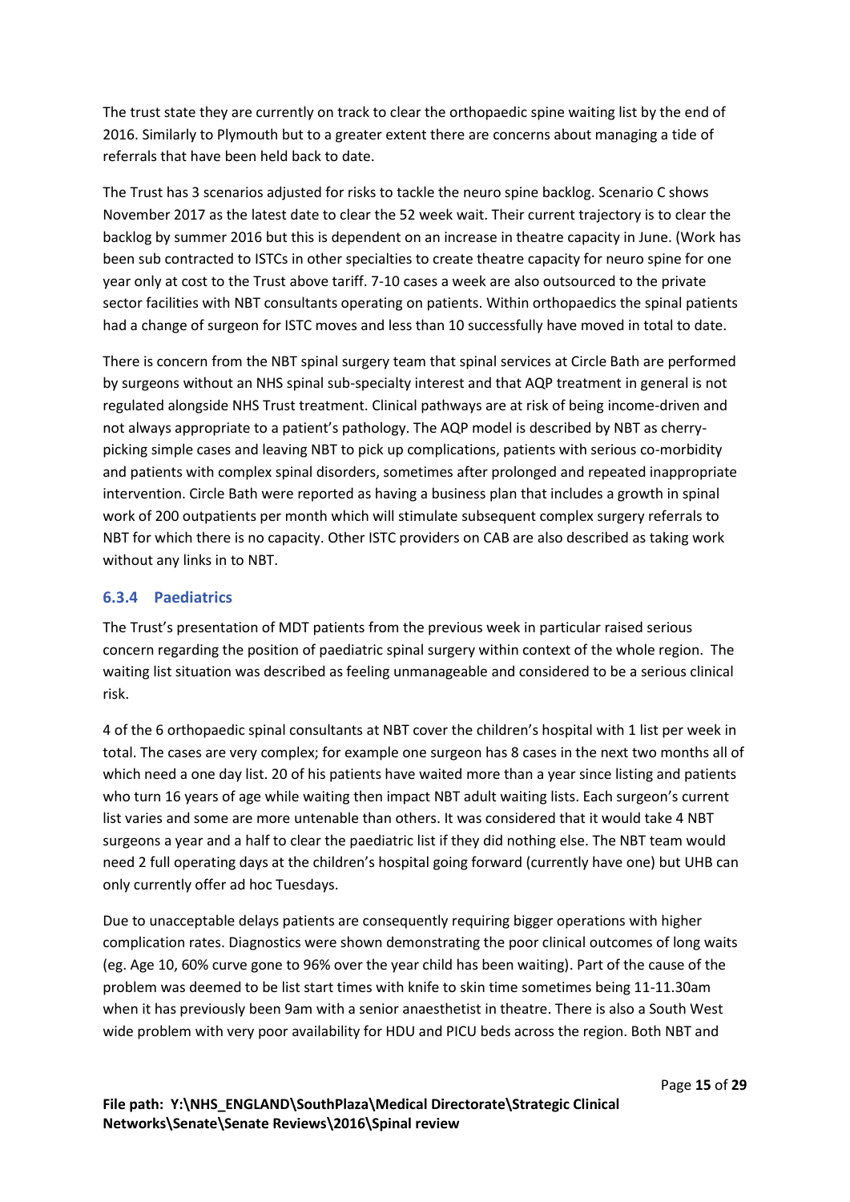The trust state they are currently on track to clear the orthopaedic spine waiting list by the end of 2016. Similarly to Plymouth but to a greater extent there are concerns about managing a tide of referrals that have been held back to date.

The Trust has 3 scenarios adjusted for risks to tackle the neuro spine backlog. Scenario C shows November 2017 as the latest date to clear the 52 week wait. Their current trajectory is to clear the backlog by summer 2016 but this is dependent on an increase in theatre capacity in June. (Work has been sub contracted to ISTCs in other specialties to create theatre capacity for neuro spine for one year only at cost to the Trust above tariff. 7-10 cases a week are also outsourced to the private sector facilities with NBT consultants operating on patients. Within orthopaedics the spinal patients had a change of surgeon for ISTC moves and less than 10 successfully have moved in total to date.

There is concern from the NBT spinal surgery team that spinal services at Circle Bath are performed by surgeons without an NHS spinal sub-specialty interest and that AQP treatment in general is not regulated alongside NHS Trust treatment. Clinical pathways are at risk of being income-driven and not always appropriate to a patient's pathology. The AQP model is described by NBT as cherry-picking simple cases and leaving NBT to pick up complications, patients with serious co-morbidity and patients with complex spinal disorders, sometimes after prolonged and repeated inappropriate intervention. Circle Bath were reported as having a business plan that includes a growth in spinal work of 200 outpatients per month which will stimulate subsequent complex surgery referrals to NBT for which there is no capacity. Other ISTC providers on CAB are also described as taking work without any links in to NBT.

### 6.3.4 Paediatrics

The Trust's presentation of MDT patients from the previous week in particular raised serious concern regarding the position of paediatric spinal surgery within context of the whole region. The waiting list situation was described as feeling unmanageable and considered to be a serious clinical risk.

4 of the 6 orthopaedic spinal consultants at NBT cover the children's hospital with 1 list per week in total. The cases are very complex; for example one surgeon has 8 cases in the next two months all of which need a one day list. 20 of his patients have waited more than a year since listing and patients who turn 16 years of age while waiting then impact NBT adult waiting lists. Each surgeon's current list varies and some are more untenable than others. It was considered that it would take 4 NBT surgeons a year and a half to clear the paediatric list if they did nothing else. The NBT team would need 2 full operating days at the children's hospital going forward (currently have one) but UHB can only currently offer ad hoc Tuesdays.

Due to unacceptable delays patients are consequently requiring bigger operations with higher complication rates. Diagnostics were shown demonstrating the poor clinical outcomes of long waits (eg. Age 10, 60% curve gone to 96% over the year child has been waiting). Part of the cause of the problem was deemed to be list start times with knife to skin time sometimes being 11-11.30am when it has previously been 9am with a senior anaesthetist in theatre. There is also a South West wide problem with very poor availability for HDU and PICU beds across the region. Both NBT and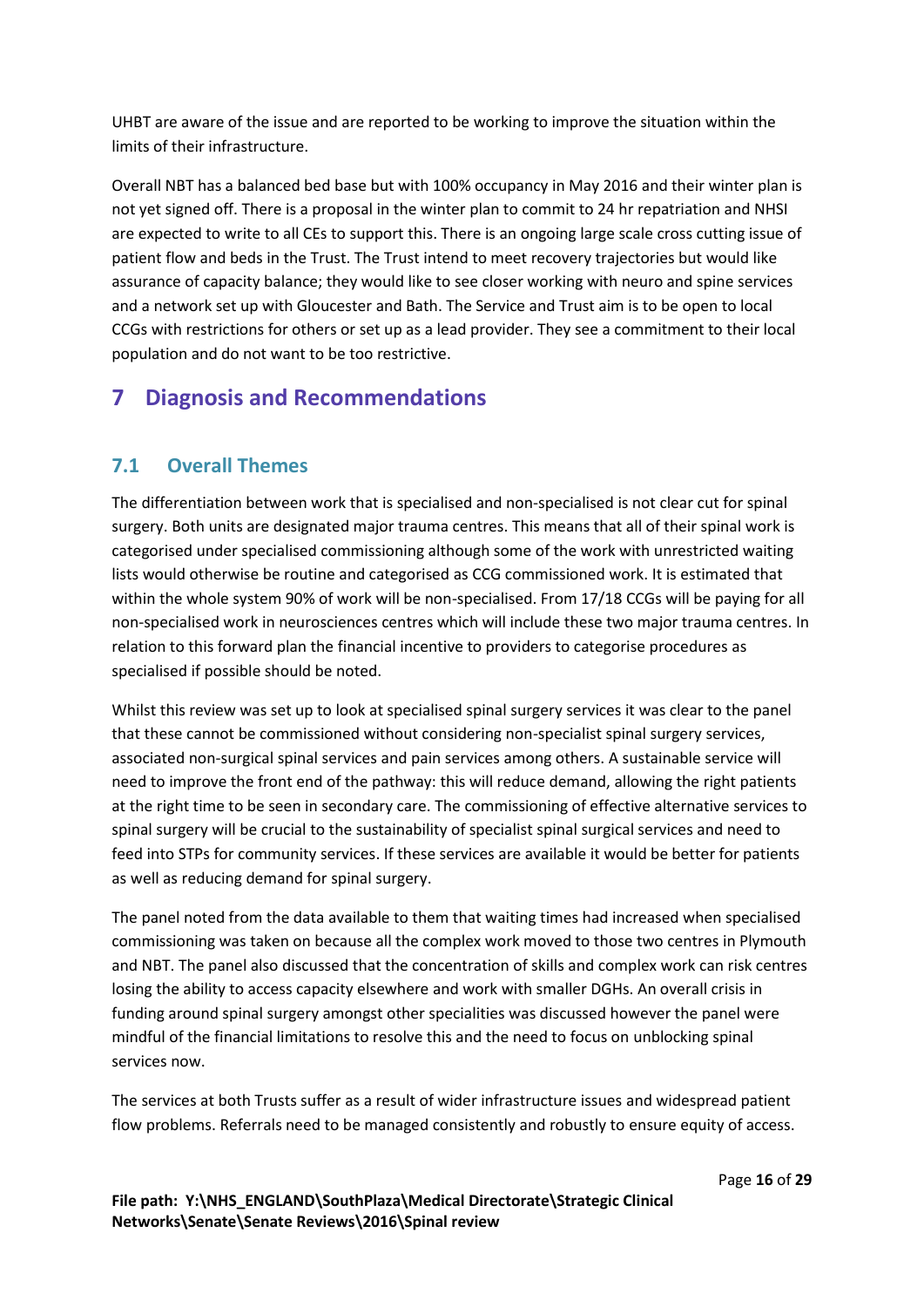UHBT are aware of the issue and are reported to be working to improve the situation within the limits of their infrastructure.

Overall NBT has a balanced bed base but with 100% occupancy in May 2016 and their winter plan is not yet signed off. There is a proposal in the winter plan to commit to 24 hr repatriation and NHSI are expected to write to all CEs to support this. There is an ongoing large scale cross cutting issue of patient flow and beds in the Trust. The Trust intend to meet recovery trajectories but would like assurance of capacity balance; they would like to see closer working with neuro and spine services and a network set up with Gloucester and Bath. The Service and Trust aim is to be open to local CCGs with restrictions for others or set up as a lead provider. They see a commitment to their local population and do not want to be too restrictive.

# 7 Diagnosis and Recommendations

## 7.1 Overall Themes

The differentiation between work that is specialised and non-specialised is not clear cut for spinal surgery. Both units are designated major trauma centres. This means that all of their spinal work is categorised under specialised commissioning although some of the work with unrestricted waiting lists would otherwise be routine and categorised as CCG commissioned work. It is estimated that within the whole system 90% of work will be non-specialised. From 17/18 CCGs will be paying for all non-specialised work in neurosciences centres which will include these two major trauma centres. In relation to this forward plan the financial incentive to providers to categorise procedures as specialised if possible should be noted.

Whilst this review was set up to look at specialised spinal surgery services it was clear to the panel that these cannot be commissioned without considering non-specialist spinal surgery services, associated non-surgical spinal services and pain services among others. A sustainable service will need to improve the front end of the pathway: this will reduce demand, allowing the right patients at the right time to be seen in secondary care. The commissioning of effective alternative services to spinal surgery will be crucial to the sustainability of specialist spinal surgical services and need to feed into STPs for community services. If these services are available it would be better for patients as well as reducing demand for spinal surgery.

The panel noted from the data available to them that waiting times had increased when specialised commissioning was taken on because all the complex work moved to those two centres in Plymouth and NBT. The panel also discussed that the concentration of skills and complex work can risk centres losing the ability to access capacity elsewhere and work with smaller DGHs. An overall crisis in funding around spinal surgery amongst other specialities was discussed however the panel were mindful of the financial limitations to resolve this and the need to focus on unblocking spinal services now.

The services at both Trusts suffer as a result of wider infrastructure issues and widespread patient flow problems. Referrals need to be managed consistently and robustly to ensure equity of access.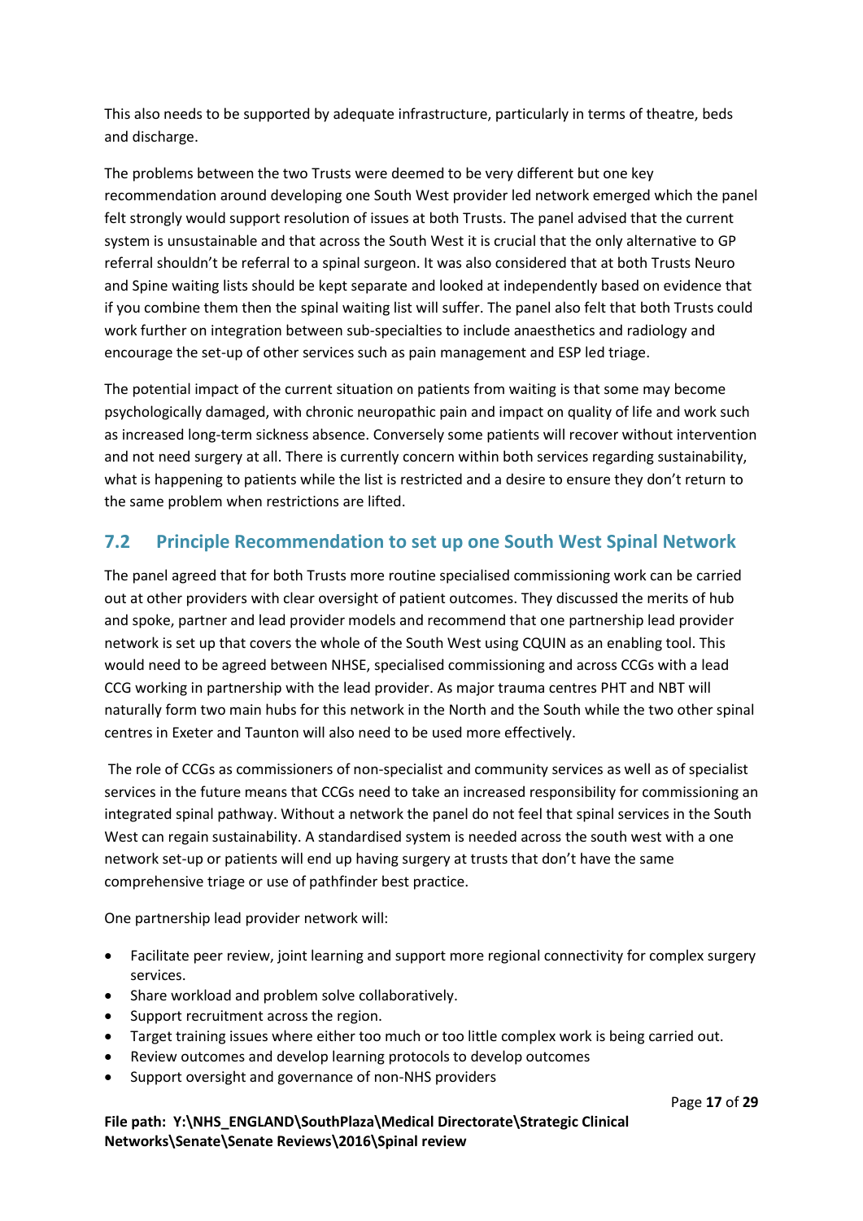This also needs to be supported by adequate infrastructure, particularly in terms of theatre, beds and discharge.

The problems between the two Trusts were deemed to be very different but one key recommendation around developing one South West provider led network emerged which the panel felt strongly would support resolution of issues at both Trusts. The panel advised that the current system is unsustainable and that across the South West it is crucial that the only alternative to GP referral shouldn't be referral to a spinal surgeon. It was also considered that at both Trusts Neuro and Spine waiting lists should be kept separate and looked at independently based on evidence that if you combine them then the spinal waiting list will suffer. The panel also felt that both Trusts could work further on integration between sub-specialties to include anaesthetics and radiology and encourage the set-up of other services such as pain management and ESP led triage.

The potential impact of the current situation on patients from waiting is that some may become psychologically damaged, with chronic neuropathic pain and impact on quality of life and work such as increased long-term sickness absence. Conversely some patients will recover without intervention and not need surgery at all. There is currently concern within both services regarding sustainability, what is happening to patients while the list is restricted and a desire to ensure they don't return to the same problem when restrictions are lifted.

## 7.2 Principle Recommendation to set up one South West Spinal Network

The panel agreed that for both Trusts more routine specialised commissioning work can be carried out at other providers with clear oversight of patient outcomes. They discussed the merits of hub and spoke, partner and lead provider models and recommend that one partnership lead provider network is set up that covers the whole of the South West using CQUIN as an enabling tool. This would need to be agreed between NHSE, specialised commissioning and across CCGs with a lead CCG working in partnership with the lead provider. As major trauma centres PHT and NBT will naturally form two main hubs for this network in the North and the South while the two other spinal centres in Exeter and Taunton will also need to be used more effectively.

The role of CCGs as commissioners of non-specialist and community services as well as of specialist services in the future means that CCGs need to take an increased responsibility for commissioning an integrated spinal pathway. Without a network the panel do not feel that spinal services in the South West can regain sustainability. A standardised system is needed across the south west with a one network set-up or patients will end up having surgery at trusts that don't have the same comprehensive triage or use of pathfinder best practice.

One partnership lead provider network will:

- Facilitate peer review, joint learning and support more regional connectivity for complex surgery services.
- Share workload and problem solve collaboratively.
- Support recruitment across the region.
- Target training issues where either too much or too little complex work is being carried out.
- Review outcomes and develop learning protocols to develop outcomes
- Support oversight and governance of non-NHS providers

**File path: Y:\NHS_ENGLAND\SouthPlaza\Medical Directorate\Strategic Clinical Networks\Senate\Senate Reviews\2016\Spinal review**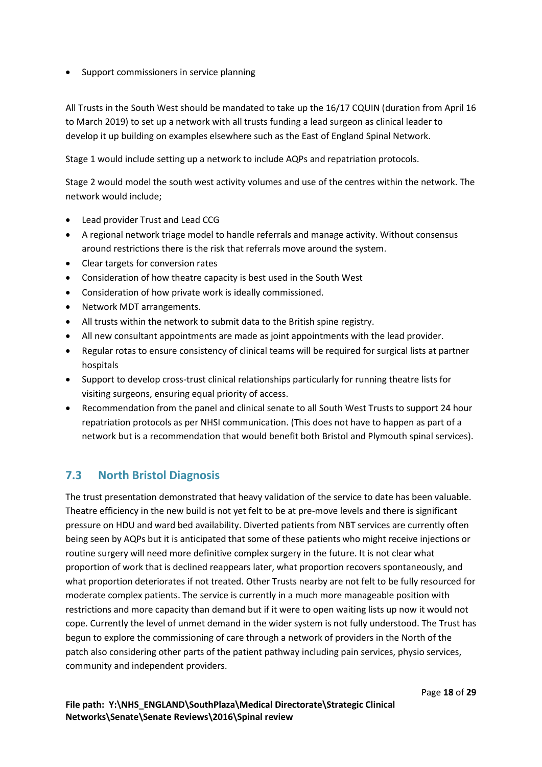- Support commissioners in service planning

All Trusts in the South West should be mandated to take up the 16/17 CQUIN (duration from April 16 to March 2019) to set up a network with all trusts funding a lead surgeon as clinical leader to develop it up building on examples elsewhere such as the East of England Spinal Network.

Stage 1 would include setting up a network to include AQPs and repatriation protocols.

Stage 2 would model the south west activity volumes and use of the centres within the network. The network would include;

- Lead provider Trust and Lead CCG
- A regional network triage model to handle referrals and manage activity. Without consensus around restrictions there is the risk that referrals move around the system.
- Clear targets for conversion rates
- Consideration of how theatre capacity is best used in the South West
- Consideration of how private work is ideally commissioned.
- Network MDT arrangements.
- All trusts within the network to submit data to the British spine registry.
- All new consultant appointments are made as joint appointments with the lead provider.
- Regular rotas to ensure consistency of clinical teams will be required for surgical lists at partner hospitals
- Support to develop cross-trust clinical relationships particularly for running theatre lists for visiting surgeons, ensuring equal priority of access.
- Recommendation from the panel and clinical senate to all South West Trusts to support 24 hour repatriation protocols as per NHSI communication. (This does not have to happen as part of a network but is a recommendation that would benefit both Bristol and Plymouth spinal services).

## 7.3 North Bristol Diagnosis

The trust presentation demonstrated that heavy validation of the service to date has been valuable. Theatre efficiency in the new build is not yet felt to be at pre-move levels and there is significant pressure on HDU and ward bed availability. Diverted patients from NBT services are currently often being seen by AQPs but it is anticipated that some of these patients who might receive injections or routine surgery will need more definitive complex surgery in the future. It is not clear what proportion of work that is declined reappears later, what proportion recovers spontaneously, and what proportion deteriorates if not treated. Other Trusts nearby are not felt to be fully resourced for moderate complex patients. The service is currently in a much more manageable position with restrictions and more capacity than demand but if it were to open waiting lists up now it would not cope. Currently the level of unmet demand in the wider system is not fully understood. The Trust has begun to explore the commissioning of care through a network of providers in the North of the patch also considering other parts of the patient pathway including pain services, physio services, community and independent providers.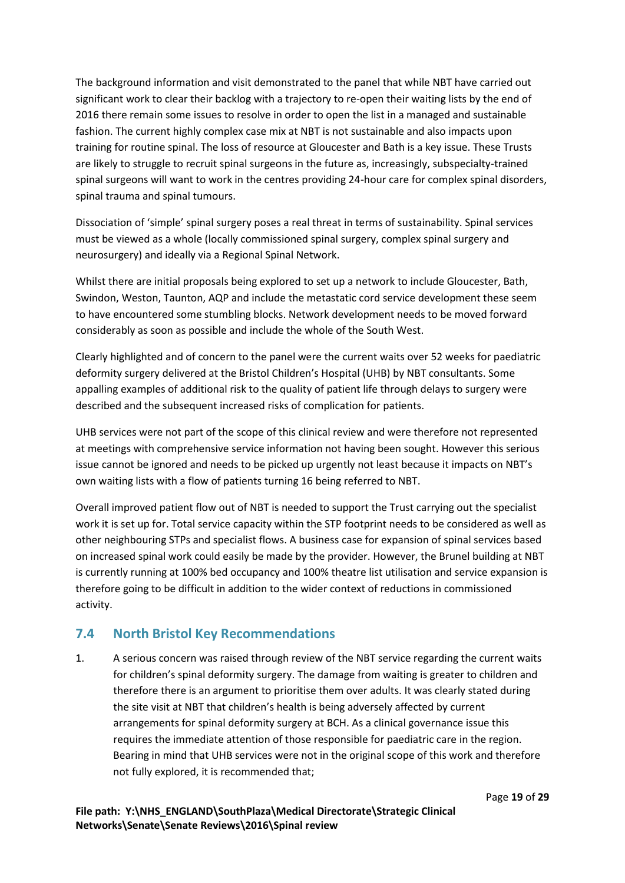The background information and visit demonstrated to the panel that while NBT have carried out significant work to clear their backlog with a trajectory to re-open their waiting lists by the end of 2016 there remain some issues to resolve in order to open the list in a managed and sustainable fashion. The current highly complex case mix at NBT is not sustainable and also impacts upon training for routine spinal. The loss of resource at Gloucester and Bath is a key issue. These Trusts are likely to struggle to recruit spinal surgeons in the future as, increasingly, subspecialty-trained spinal surgeons will want to work in the centres providing 24-hour care for complex spinal disorders, spinal trauma and spinal tumours.

Dissociation of 'simple' spinal surgery poses a real threat in terms of sustainability. Spinal services must be viewed as a whole (locally commissioned spinal surgery, complex spinal surgery and neurosurgery) and ideally via a Regional Spinal Network.

Whilst there are initial proposals being explored to set up a network to include Gloucester, Bath, Swindon, Weston, Taunton, AQP and include the metastatic cord service development these seem to have encountered some stumbling blocks. Network development needs to be moved forward considerably as soon as possible and include the whole of the South West.

Clearly highlighted and of concern to the panel were the current waits over 52 weeks for paediatric deformity surgery delivered at the Bristol Children's Hospital (UHB) by NBT consultants. Some appalling examples of additional risk to the quality of patient life through delays to surgery were described and the subsequent increased risks of complication for patients.

UHB services were not part of the scope of this clinical review and were therefore not represented at meetings with comprehensive service information not having been sought. However this serious issue cannot be ignored and needs to be picked up urgently not least because it impacts on NBT's own waiting lists with a flow of patients turning 16 being referred to NBT.

Overall improved patient flow out of NBT is needed to support the Trust carrying out the specialist work it is set up for. Total service capacity within the STP footprint needs to be considered as well as other neighbouring STPs and specialist flows. A business case for expansion of spinal services based on increased spinal work could easily be made by the provider. However, the Brunel building at NBT is currently running at 100% bed occupancy and 100% theatre list utilisation and service expansion is therefore going to be difficult in addition to the wider context of reductions in commissioned activity.

## 7.4 North Bristol Key Recommendations

1. A serious concern was raised through review of the NBT service regarding the current waits for children's spinal deformity surgery. The damage from waiting is greater to children and therefore there is an argument to prioritise them over adults. It was clearly stated during the site visit at NBT that children's health is being adversely affected by current arrangements for spinal deformity surgery at BCH. As a clinical governance issue this requires the immediate attention of those responsible for paediatric care in the region. Bearing in mind that UHB services were not in the original scope of this work and therefore not fully explored, it is recommended that;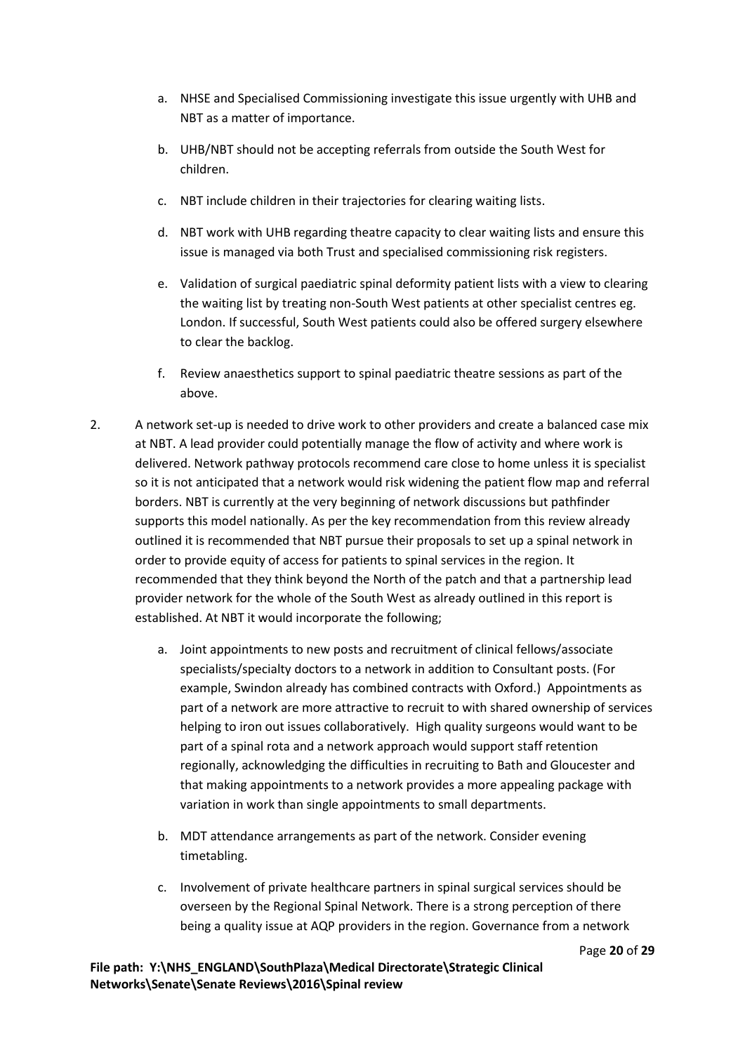a. NHSE and Specialised Commissioning investigate this issue urgently with UHB and NBT as a matter of importance.

b. UHB/NBT should not be accepting referrals from outside the South West for children.

c. NBT include children in their trajectories for clearing waiting lists.

d. NBT work with UHB regarding theatre capacity to clear waiting lists and ensure this issue is managed via both Trust and specialised commissioning risk registers.

e. Validation of surgical paediatric spinal deformity patient lists with a view to clearing the waiting list by treating non-South West patients at other specialist centres eg. London. If successful, South West patients could also be offered surgery elsewhere to clear the backlog.

f. Review anaesthetics support to spinal paediatric theatre sessions as part of the above.

2. A network set-up is needed to drive work to other providers and create a balanced case mix at NBT. A lead provider could potentially manage the flow of activity and where work is delivered. Network pathway protocols recommend care close to home unless it is specialist so it is not anticipated that a network would risk widening the patient flow map and referral borders. NBT is currently at the very beginning of network discussions but pathfinder supports this model nationally. As per the key recommendation from this review already outlined it is recommended that NBT pursue their proposals to set up a spinal network in order to provide equity of access for patients to spinal services in the region. It recommended that they think beyond the North of the patch and that a partnership lead provider network for the whole of the South West as already outlined in this report is established. At NBT it would incorporate the following;

   a. Joint appointments to new posts and recruitment of clinical fellows/associate specialists/specialty doctors to a network in addition to Consultant posts. (For example, Swindon already has combined contracts with Oxford.) Appointments as part of a network are more attractive to recruit to with shared ownership of services helping to iron out issues collaboratively. High quality surgeons would want to be part of a spinal rota and a network approach would support staff retention regionally, acknowledging the difficulties in recruiting to Bath and Gloucester and that making appointments to a network provides a more appealing package with variation in work than single appointments to small departments.

   b. MDT attendance arrangements as part of the network. Consider evening timetabling.

   c. Involvement of private healthcare partners in spinal surgical services should be overseen by the Regional Spinal Network. There is a strong perception of there being a quality issue at AQP providers in the region. Governance from a network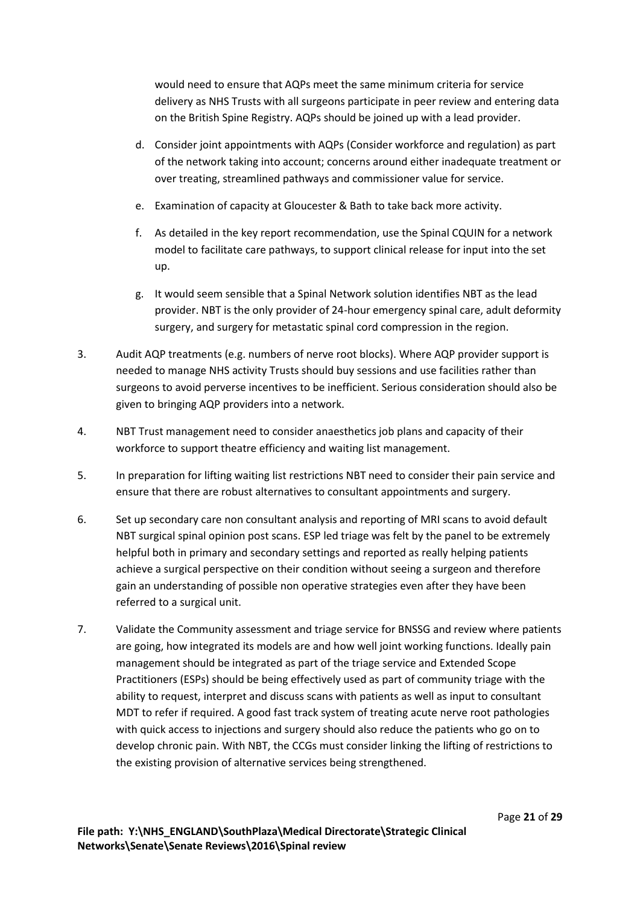would need to ensure that AQPs meet the same minimum criteria for service delivery as NHS Trusts with all surgeons participate in peer review and entering data on the British Spine Registry. AQPs should be joined up with a lead provider.

d. Consider joint appointments with AQPs (Consider workforce and regulation) as part of the network taking into account; concerns around either inadequate treatment or over treating, streamlined pathways and commissioner value for service.

e. Examination of capacity at Gloucester & Bath to take back more activity.

f. As detailed in the key report recommendation, use the Spinal CQUIN for a network model to facilitate care pathways, to support clinical release for input into the set up.

g. It would seem sensible that a Spinal Network solution identifies NBT as the lead provider. NBT is the only provider of 24-hour emergency spinal care, adult deformity surgery, and surgery for metastatic spinal cord compression in the region.

3. Audit AQP treatments (e.g. numbers of nerve root blocks). Where AQP provider support is needed to manage NHS activity Trusts should buy sessions and use facilities rather than surgeons to avoid perverse incentives to be inefficient. Serious consideration should also be given to bringing AQP providers into a network.

4. NBT Trust management need to consider anaesthetics job plans and capacity of their workforce to support theatre efficiency and waiting list management.

5. In preparation for lifting waiting list restrictions NBT need to consider their pain service and ensure that there are robust alternatives to consultant appointments and surgery.

6. Set up secondary care non consultant analysis and reporting of MRI scans to avoid default NBT surgical spinal opinion post scans. ESP led triage was felt by the panel to be extremely helpful both in primary and secondary settings and reported as really helping patients achieve a surgical perspective on their condition without seeing a surgeon and therefore gain an understanding of possible non operative strategies even after they have been referred to a surgical unit.

7. Validate the Community assessment and triage service for BNSSG and review where patients are going, how integrated its models are and how well joint working functions. Ideally pain management should be integrated as part of the triage service and Extended Scope Practitioners (ESPs) should be being effectively used as part of community triage with the ability to request, interpret and discuss scans with patients as well as input to consultant MDT to refer if required. A good fast track system of treating acute nerve root pathologies with quick access to injections and surgery should also reduce the patients who go on to develop chronic pain. With NBT, the CCGs must consider linking the lifting of restrictions to the existing provision of alternative services being strengthened.

**File path: Y:\NHS_ENGLAND\SouthPlaza\Medical Directorate\Strategic Clinical Networks\Senate\Senate Reviews\2016\Spinal review**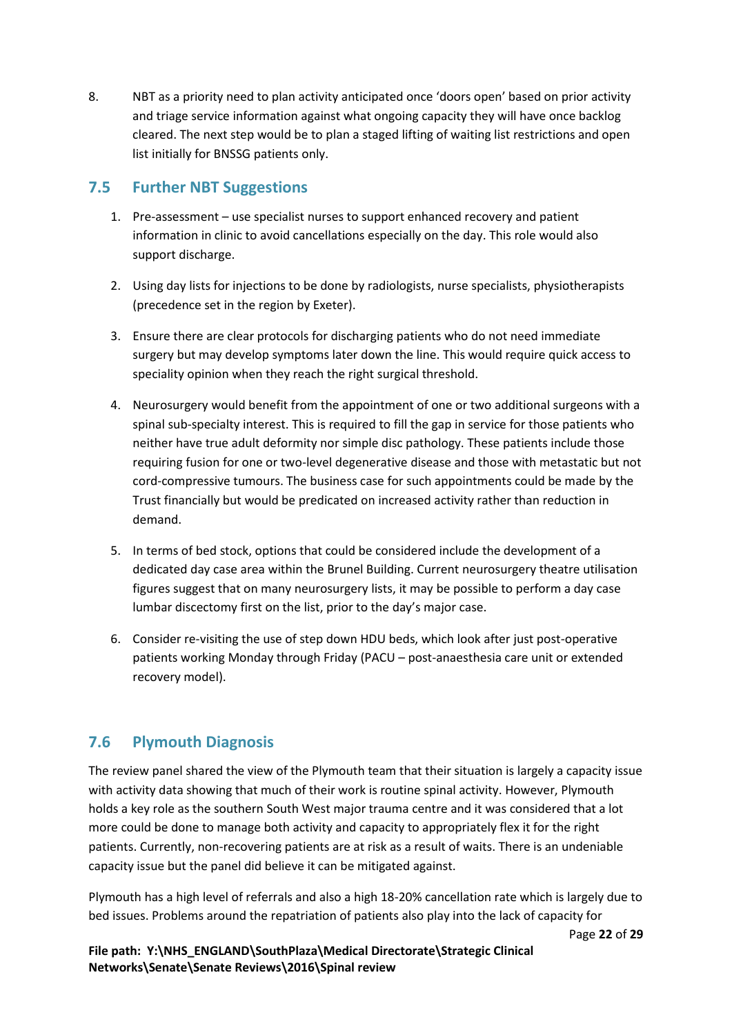8. NBT as a priority need to plan activity anticipated once 'doors open' based on prior activity and triage service information against what ongoing capacity they will have once backlog cleared. The next step would be to plan a staged lifting of waiting list restrictions and open list initially for BNSSG patients only.

## 7.5 Further NBT Suggestions

1. Pre-assessment – use specialist nurses to support enhanced recovery and patient information in clinic to avoid cancellations especially on the day. This role would also support discharge.

2. Using day lists for injections to be done by radiologists, nurse specialists, physiotherapists (precedence set in the region by Exeter).

3. Ensure there are clear protocols for discharging patients who do not need immediate surgery but may develop symptoms later down the line. This would require quick access to speciality opinion when they reach the right surgical threshold.

4. Neurosurgery would benefit from the appointment of one or two additional surgeons with a spinal sub-specialty interest. This is required to fill the gap in service for those patients who neither have true adult deformity nor simple disc pathology. These patients include those requiring fusion for one or two-level degenerative disease and those with metastatic but not cord-compressive tumours. The business case for such appointments could be made by the Trust financially but would be predicated on increased activity rather than reduction in demand.

5. In terms of bed stock, options that could be considered include the development of a dedicated day case area within the Brunel Building. Current neurosurgery theatre utilisation figures suggest that on many neurosurgery lists, it may be possible to perform a day case lumbar discectomy first on the list, prior to the day's major case.

6. Consider re-visiting the use of step down HDU beds, which look after just post-operative patients working Monday through Friday (PACU – post-anaesthesia care unit or extended recovery model).

## 7.6 Plymouth Diagnosis

The review panel shared the view of the Plymouth team that their situation is largely a capacity issue with activity data showing that much of their work is routine spinal activity. However, Plymouth holds a key role as the southern South West major trauma centre and it was considered that a lot more could be done to manage both activity and capacity to appropriately flex it for the right patients. Currently, non-recovering patients are at risk as a result of waits. There is an undeniable capacity issue but the panel did believe it can be mitigated against.

Plymouth has a high level of referrals and also a high 18-20% cancellation rate which is largely due to bed issues. Problems around the repatriation of patients also play into the lack of capacity for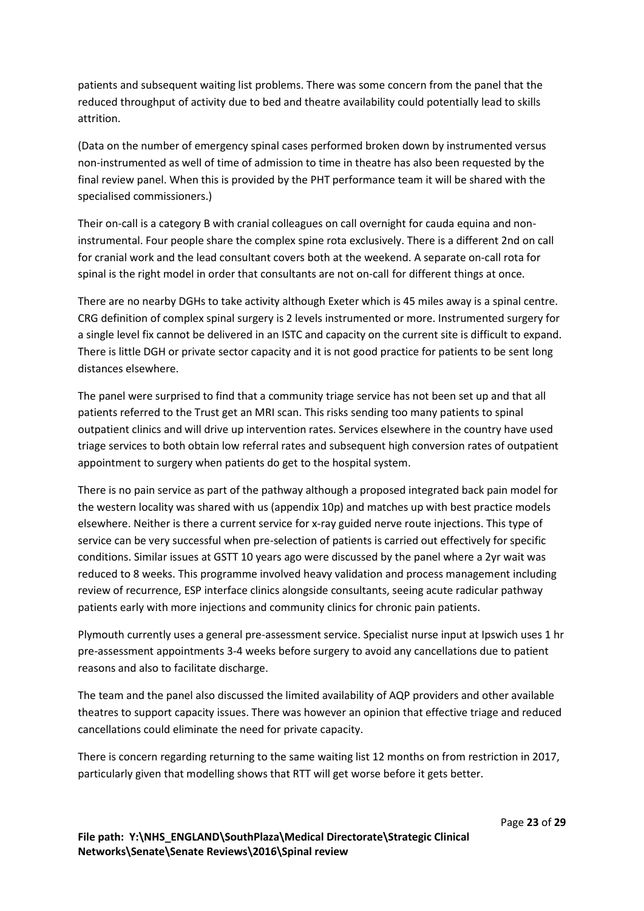patients and subsequent waiting list problems. There was some concern from the panel that the reduced throughput of activity due to bed and theatre availability could potentially lead to skills attrition.

(Data on the number of emergency spinal cases performed broken down by instrumented versus non-instrumented as well of time of admission to time in theatre has also been requested by the final review panel. When this is provided by the PHT performance team it will be shared with the specialised commissioners.)

Their on-call is a category B with cranial colleagues on call overnight for cauda equina and non-instrumental. Four people share the complex spine rota exclusively. There is a different 2nd on call for cranial work and the lead consultant covers both at the weekend. A separate on-call rota for spinal is the right model in order that consultants are not on-call for different things at once.

There are no nearby DGHs to take activity although Exeter which is 45 miles away is a spinal centre. CRG definition of complex spinal surgery is 2 levels instrumented or more. Instrumented surgery for a single level fix cannot be delivered in an ISTC and capacity on the current site is difficult to expand. There is little DGH or private sector capacity and it is not good practice for patients to be sent long distances elsewhere.

The panel were surprised to find that a community triage service has not been set up and that all patients referred to the Trust get an MRI scan. This risks sending too many patients to spinal outpatient clinics and will drive up intervention rates. Services elsewhere in the country have used triage services to both obtain low referral rates and subsequent high conversion rates of outpatient appointment to surgery when patients do get to the hospital system.

There is no pain service as part of the pathway although a proposed integrated back pain model for the western locality was shared with us (appendix 10p) and matches up with best practice models elsewhere. Neither is there a current service for x-ray guided nerve route injections. This type of service can be very successful when pre-selection of patients is carried out effectively for specific conditions. Similar issues at GSTT 10 years ago were discussed by the panel where a 2yr wait was reduced to 8 weeks. This programme involved heavy validation and process management including review of recurrence, ESP interface clinics alongside consultants, seeing acute radicular pathway patients early with more injections and community clinics for chronic pain patients.

Plymouth currently uses a general pre-assessment service. Specialist nurse input at Ipswich uses 1 hr pre-assessment appointments 3-4 weeks before surgery to avoid any cancellations due to patient reasons and also to facilitate discharge.

The team and the panel also discussed the limited availability of AQP providers and other available theatres to support capacity issues. There was however an opinion that effective triage and reduced cancellations could eliminate the need for private capacity.

There is concern regarding returning to the same waiting list 12 months on from restriction in 2017, particularly given that modelling shows that RTT will get worse before it gets better.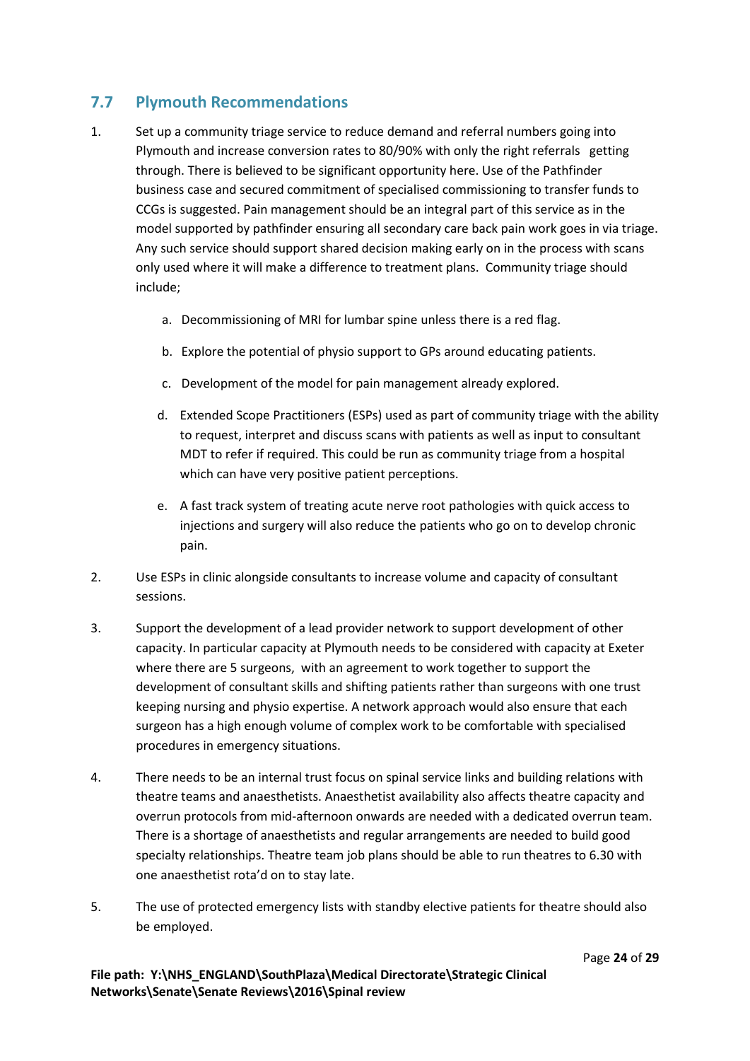## 7.7 Plymouth Recommendations

1. Set up a community triage service to reduce demand and referral numbers going into Plymouth and increase conversion rates to 80/90% with only the right referrals getting through. There is believed to be significant opportunity here. Use of the Pathfinder business case and secured commitment of specialised commissioning to transfer funds to CCGs is suggested. Pain management should be an integral part of this service as in the model supported by pathfinder ensuring all secondary care back pain work goes in via triage. Any such service should support shared decision making early on in the process with scans only used where it will make a difference to treatment plans. Community triage should include;

   a. Decommissioning of MRI for lumbar spine unless there is a red flag.

   b. Explore the potential of physio support to GPs around educating patients.

   c. Development of the model for pain management already explored.

   d. Extended Scope Practitioners (ESPs) used as part of community triage with the ability to request, interpret and discuss scans with patients as well as input to consultant MDT to refer if required. This could be run as community triage from a hospital which can have very positive patient perceptions.

   e. A fast track system of treating acute nerve root pathologies with quick access to injections and surgery will also reduce the patients who go on to develop chronic pain.

2. Use ESPs in clinic alongside consultants to increase volume and capacity of consultant sessions.

3. Support the development of a lead provider network to support development of other capacity. In particular capacity at Plymouth needs to be considered with capacity at Exeter where there are 5 surgeons, with an agreement to work together to support the development of consultant skills and shifting patients rather than surgeons with one trust keeping nursing and physio expertise. A network approach would also ensure that each surgeon has a high enough volume of complex work to be comfortable with specialised procedures in emergency situations.

4. There needs to be an internal trust focus on spinal service links and building relations with theatre teams and anaesthetists. Anaesthetist availability also affects theatre capacity and overrun protocols from mid-afternoon onwards are needed with a dedicated overrun team. There is a shortage of anaesthetists and regular arrangements are needed to build good specialty relationships. Theatre team job plans should be able to run theatres to 6.30 with one anaesthetist rota'd on to stay late.

5. The use of protected emergency lists with standby elective patients for theatre should also be employed.

**File path: Y:\NHS_ENGLAND\SouthPlaza\Medical Directorate\Strategic Clinical Networks\Senate\Senate Reviews\2016\Spinal review**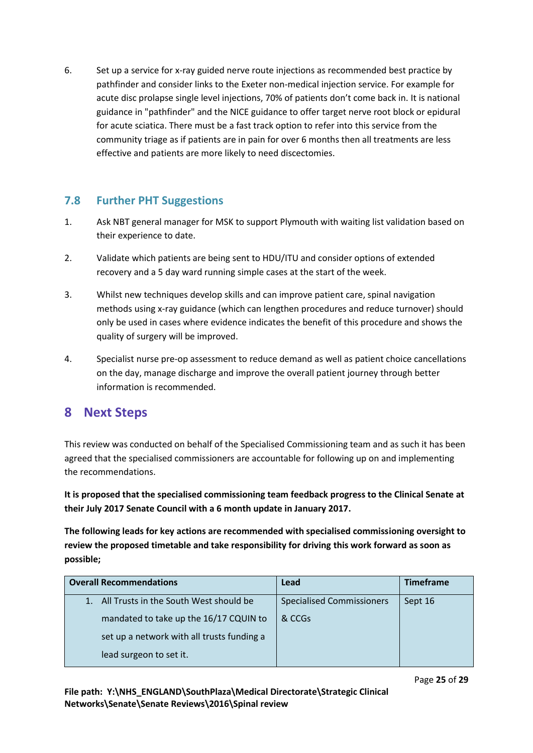6. Set up a service for x-ray guided nerve route injections as recommended best practice by pathfinder and consider links to the Exeter non-medical injection service. For example for acute disc prolapse single level injections, 70% of patients don't come back in. It is national guidance in "pathfinder" and the NICE guidance to offer target nerve root block or epidural for acute sciatica. There must be a fast track option to refer into this service from the community triage as if patients are in pain for over 6 months then all treatments are less effective and patients are more likely to need discectomies.

## 7.8 Further PHT Suggestions

1. Ask NBT general manager for MSK to support Plymouth with waiting list validation based on their experience to date.

2. Validate which patients are being sent to HDU/ITU and consider options of extended recovery and a 5 day ward running simple cases at the start of the week.

3. Whilst new techniques develop skills and can improve patient care, spinal navigation methods using x-ray guidance (which can lengthen procedures and reduce turnover) should only be used in cases where evidence indicates the benefit of this procedure and shows the quality of surgery will be improved.

4. Specialist nurse pre-op assessment to reduce demand as well as patient choice cancellations on the day, manage discharge and improve the overall patient journey through better information is recommended.

# 8 Next Steps

This review was conducted on behalf of the Specialised Commissioning team and as such it has been agreed that the specialised commissioners are accountable for following up on and implementing the recommendations.

**It is proposed that the specialised commissioning team feedback progress to the Clinical Senate at their July 2017 Senate Council with a 6 month update in January 2017.**

**The following leads for key actions are recommended with specialised commissioning oversight to review the proposed timetable and take responsibility for driving this work forward as soon as possible;**

| Overall Recommendations | Lead | Timeframe |
|---|---|---|
| 1. All Trusts in the South West should be mandated to take up the 16/17 CQUIN to set up a network with all trusts funding a lead surgeon to set it. | Specialised Commissioners & CCGs | Sept 16 |

**File path: Y:\NHS_ENGLAND\SouthPlaza\Medical Directorate\Strategic Clinical Networks\Senate\Senate Reviews\2016\Spinal review**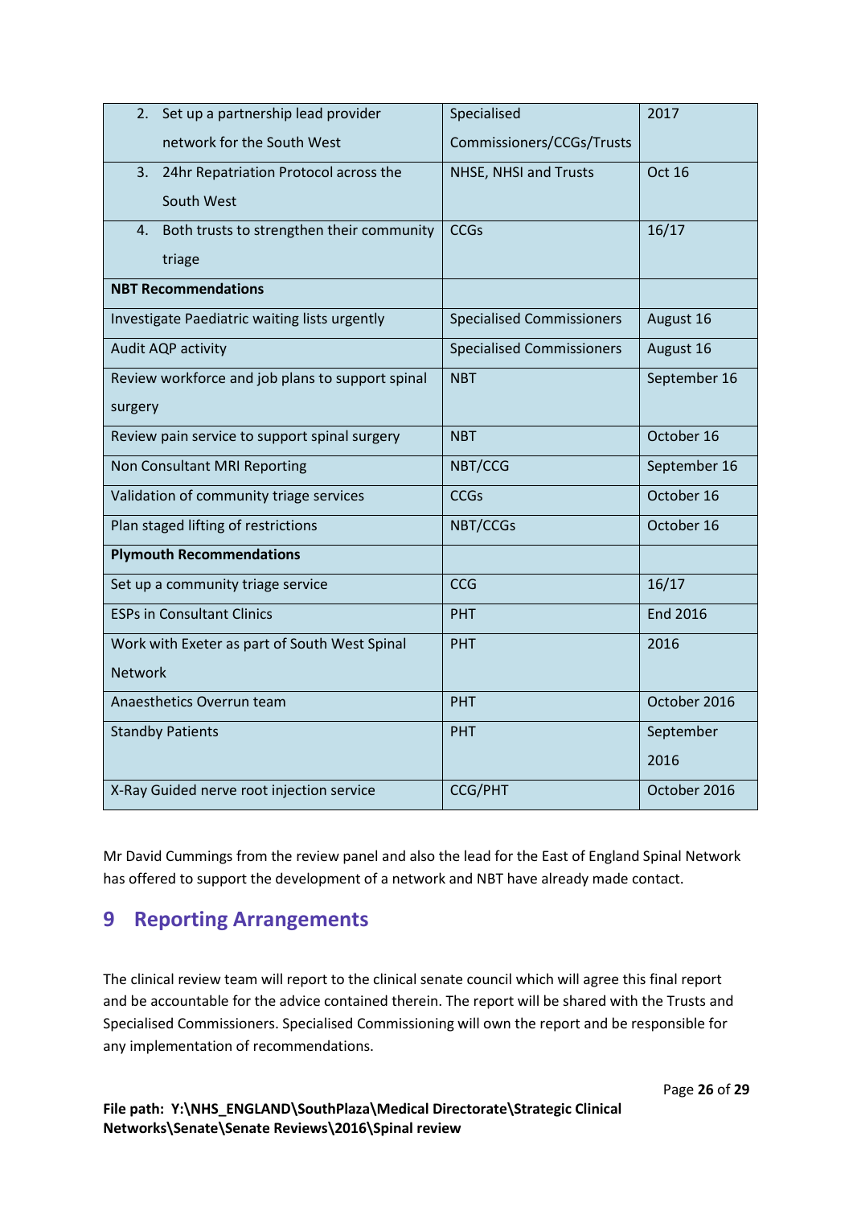| | | |
|---|---|---|
| 2. Set up a partnership lead provider network for the South West | Specialised Commissioners/CCGs/Trusts | 2017 |
| 3. 24hr Repatriation Protocol across the South West | NHSE, NHSI and Trusts | Oct 16 |
| 4. Both trusts to strengthen their community triage | CCGs | 16/17 |
| **NBT Recommendations** | | |
| Investigate Paediatric waiting lists urgently | Specialised Commissioners | August 16 |
| Audit AQP activity | Specialised Commissioners | August 16 |
| Review workforce and job plans to support spinal surgery | NBT | September 16 |
| Review pain service to support spinal surgery | NBT | October 16 |
| Non Consultant MRI Reporting | NBT/CCG | September 16 |
| Validation of community triage services | CCGs | October 16 |
| Plan staged lifting of restrictions | NBT/CCGs | October 16 |
| **Plymouth Recommendations** | | |
| Set up a community triage service | CCG | 16/17 |
| ESPs in Consultant Clinics | PHT | End 2016 |
| Work with Exeter as part of South West Spinal Network | PHT | 2016 |
| Anaesthetics Overrun team | PHT | October 2016 |
| Standby Patients | PHT | September 2016 |
| X-Ray Guided nerve root injection service | CCG/PHT | October 2016 |

Mr David Cummings from the review panel and also the lead for the East of England Spinal Network has offered to support the development of a network and NBT have already made contact.

# 9 Reporting Arrangements

The clinical review team will report to the clinical senate council which will agree this final report and be accountable for the advice contained therein. The report will be shared with the Trusts and Specialised Commissioners. Specialised Commissioning will own the report and be responsible for any implementation of recommendations.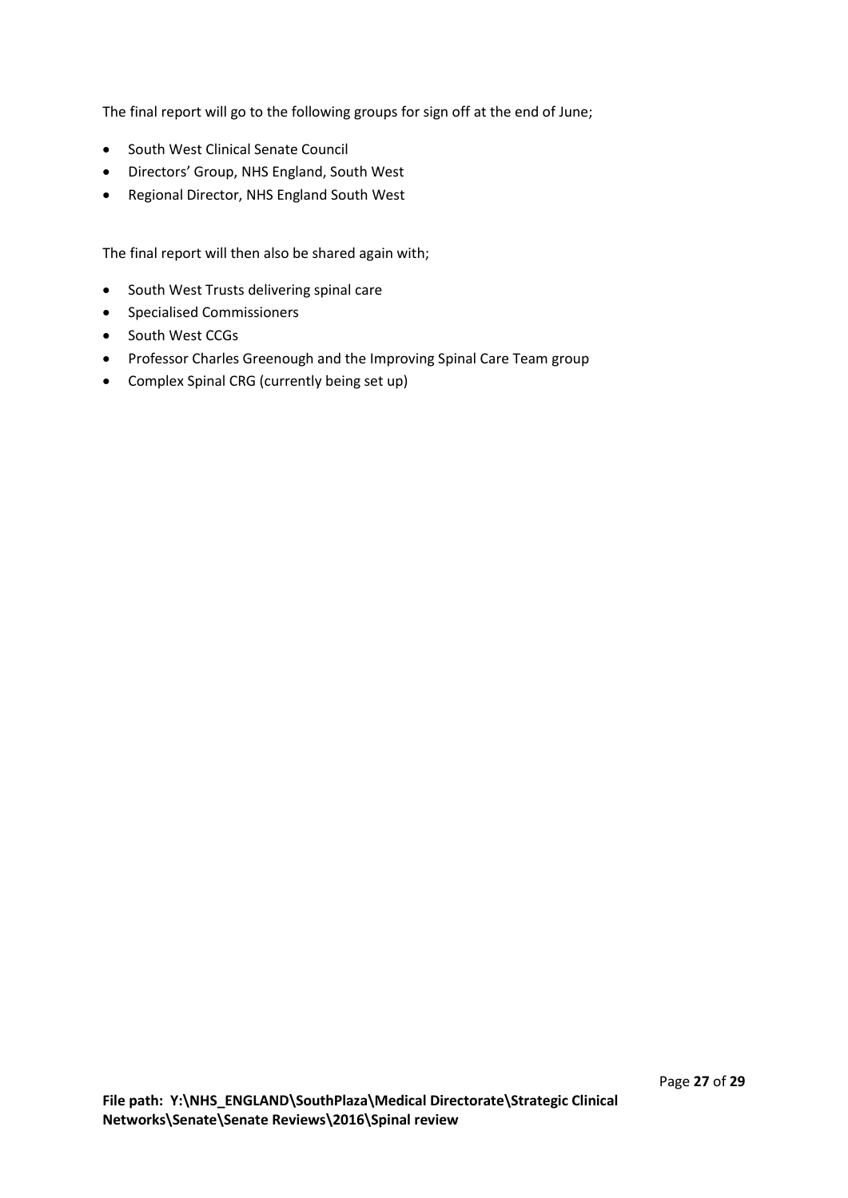The final report will go to the following groups for sign off at the end of June;

- South West Clinical Senate Council
- Directors' Group, NHS England, South West
- Regional Director, NHS England South West

The final report will then also be shared again with;

- South West Trusts delivering spinal care
- Specialised Commissioners
- South West CCGs
- Professor Charles Greenough and the Improving Spinal Care Team group
- Complex Spinal CRG (currently being set up)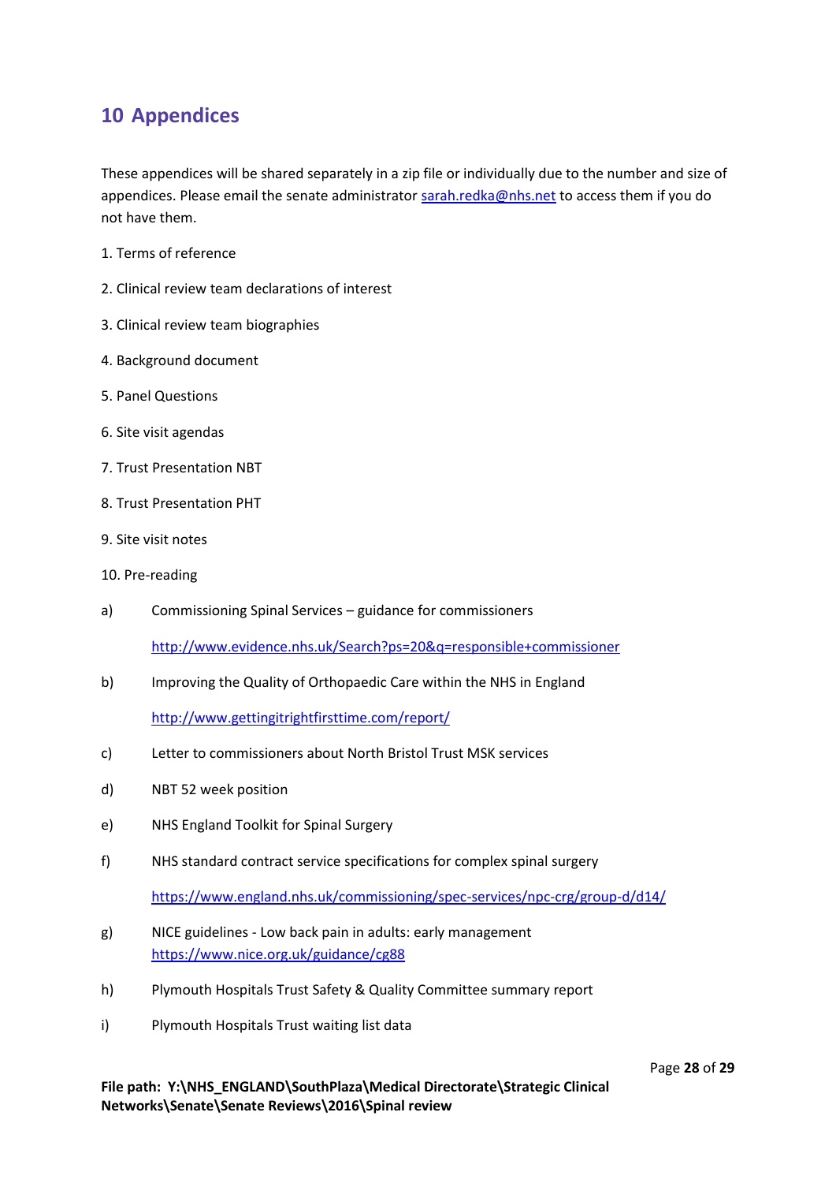# 10 Appendices

These appendices will be shared separately in a zip file or individually due to the number and size of appendices. Please email the senate administrator sarah.redka@nhs.net to access them if you do not have them.

1. Terms of reference
2. Clinical review team declarations of interest
3. Clinical review team biographies
4. Background document
5. Panel Questions
6. Site visit agendas
7. Trust Presentation NBT
8. Trust Presentation PHT
9. Site visit notes
10. Pre-reading

a) Commissioning Spinal Services – guidance for commissioners

   http://www.evidence.nhs.uk/Search?ps=20&q=responsible+commissioner

b) Improving the Quality of Orthopaedic Care within the NHS in England

   http://www.gettingitrightfirsttime.com/report/

c) Letter to commissioners about North Bristol Trust MSK services

d) NBT 52 week position

e) NHS England Toolkit for Spinal Surgery

f) NHS standard contract service specifications for complex spinal surgery

   https://www.england.nhs.uk/commissioning/spec-services/npc-crg/group-d/d14/

g) NICE guidelines - Low back pain in adults: early management
   https://www.nice.org.uk/guidance/cg88

h) Plymouth Hospitals Trust Safety & Quality Committee summary report

i) Plymouth Hospitals Trust waiting list data

**File path: Y:\NHS_ENGLAND\SouthPlaza\Medical Directorate\Strategic Clinical Networks\Senate\Senate Reviews\2016\Spinal review**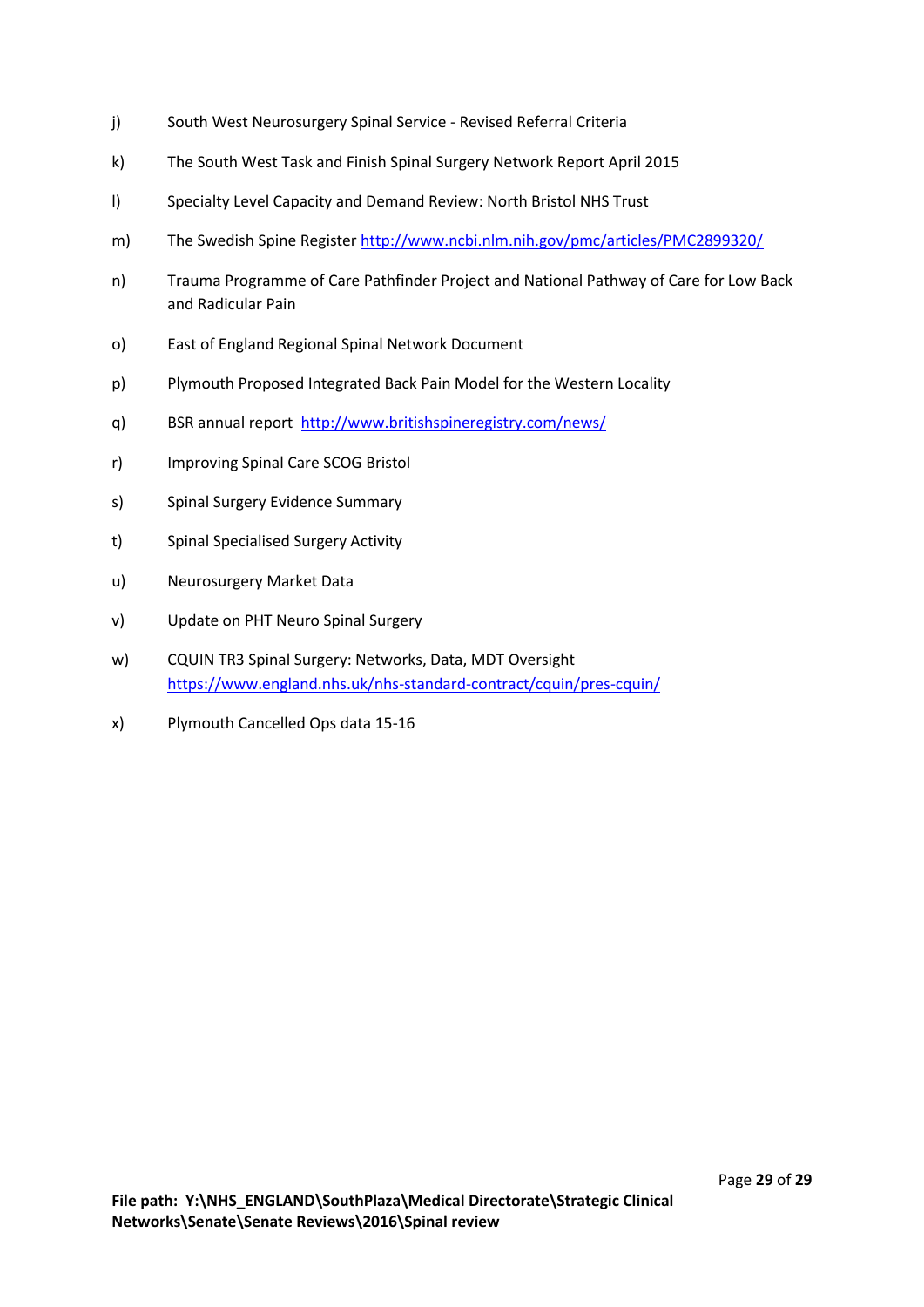j) South West Neurosurgery Spinal Service - Revised Referral Criteria

k) The South West Task and Finish Spinal Surgery Network Report April 2015

l) Specialty Level Capacity and Demand Review: North Bristol NHS Trust

m) The Swedish Spine Register http://www.ncbi.nlm.nih.gov/pmc/articles/PMC2899320/

n) Trauma Programme of Care Pathfinder Project and National Pathway of Care for Low Back and Radicular Pain

o) East of England Regional Spinal Network Document

p) Plymouth Proposed Integrated Back Pain Model for the Western Locality

q) BSR annual report http://www.britishspineregistry.com/news/

r) Improving Spinal Care SCOG Bristol

s) Spinal Surgery Evidence Summary

t) Spinal Specialised Surgery Activity

u) Neurosurgery Market Data

v) Update on PHT Neuro Spinal Surgery

w) CQUIN TR3 Spinal Surgery: Networks, Data, MDT Oversight https://www.england.nhs.uk/nhs-standard-contract/cquin/pres-cquin/

x) Plymouth Cancelled Ops data 15-16

**File path: Y:\NHS_ENGLAND\SouthPlaza\Medical Directorate\Strategic Clinical Networks\Senate\Senate Reviews\2016\Spinal review**